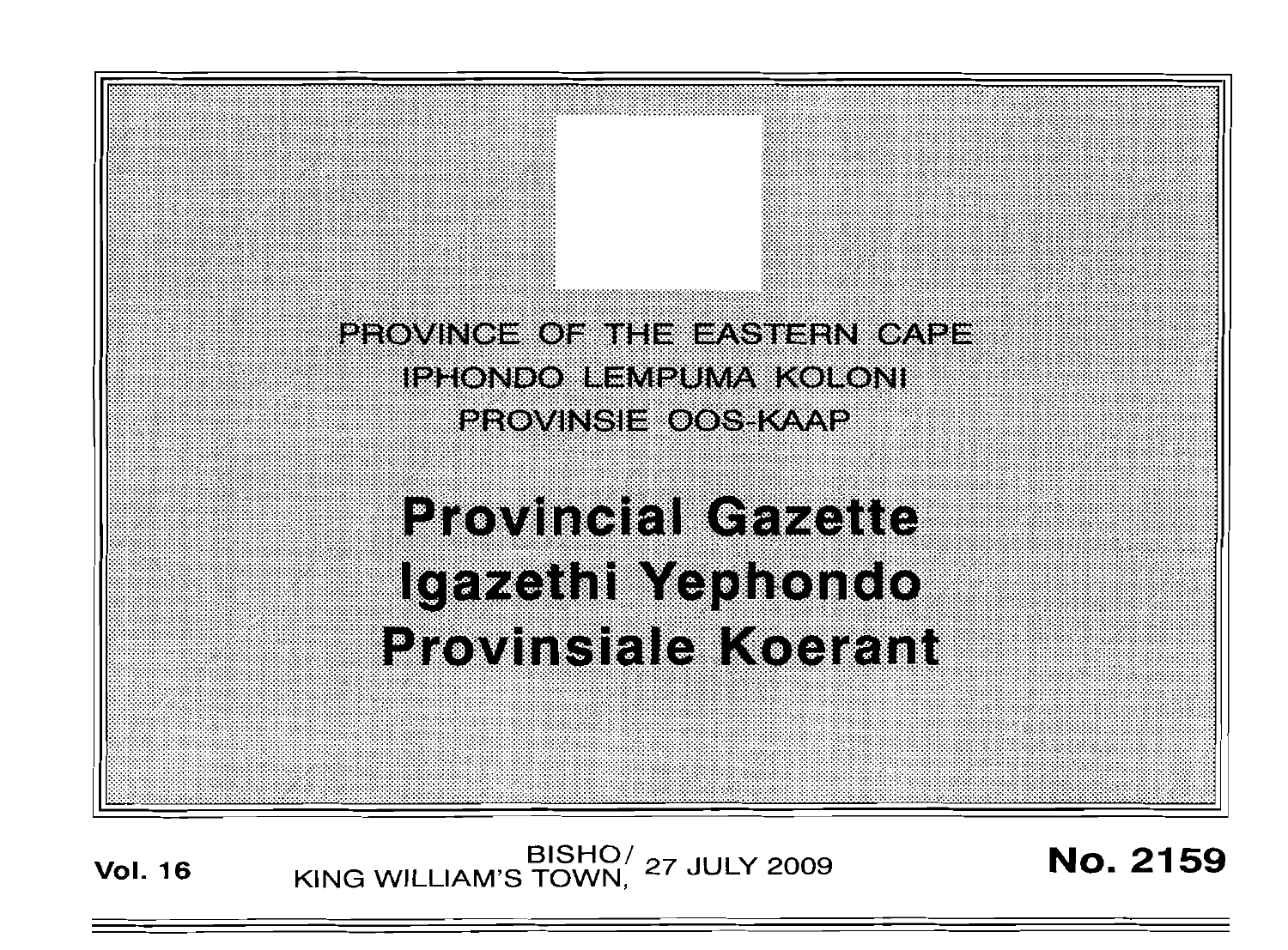PROVINCE OF THE EASTERN CAPE

IPHONDO LEMPUMA KOLONI

PROVINSIE OOS-KAAP

# Provincial Gazette
# Igazethi Yephondo
# Provinsiale Koerant

**Vol. 16** BISHO/ KING WILLIAM'S TOWN, 27 JULY 2009 **No. 2159**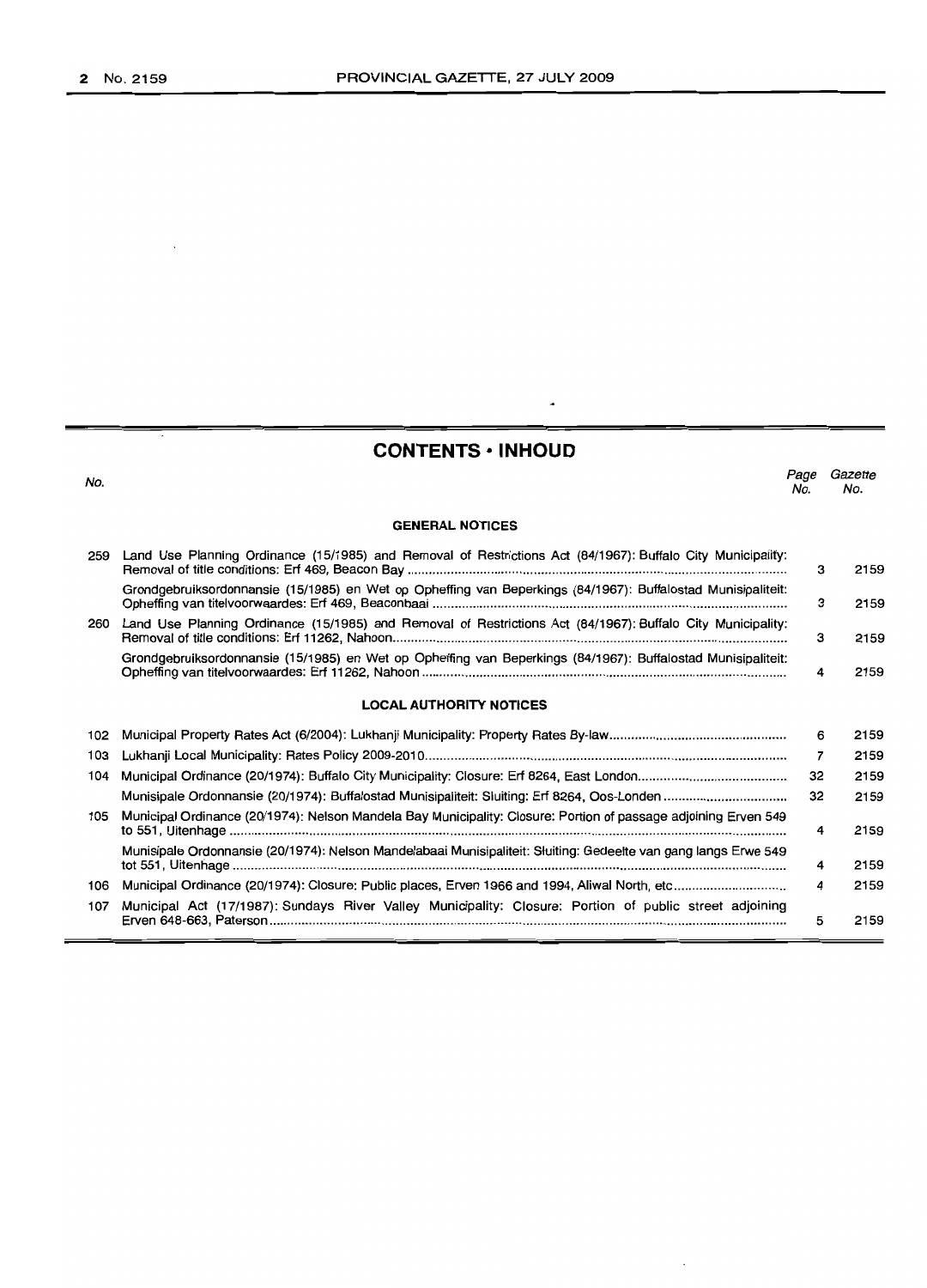# CONTENTS • INHOUD

| No. | | Page No. | Gazette No. |
|---|---|---|---|
| | **GENERAL NOTICES** | | |
| 259 | Land Use Planning Ordinance (15/1985) and Removal of Restrictions Act (84/1967): Buffalo City Municipality: Removal of title conditions: Erf 469, Beacon Bay | 3 | 2159 |
| | Grondgebruiksordonnansie (15/1985) en Wet op Opheffing van Beperkings (84/1967): Buffalostad Munisipaliteit: Opheffing van titelvoorwaardes: Erf 469, Beaconbaai | 3 | 2159 |
| 260 | Land Use Planning Ordinance (15/1985) and Removal of Restrictions Act (84/1967): Buffalo City Municipality: Removal of title conditions: Erf 11262, Nahoon | 3 | 2159 |
| | Grondgebruiksordonnansie (15/1985) en Wet op Opheffing van Beperkings (84/1967): Buffalostad Munisipaliteit: Opheffing van titelvoorwaardes: Erf 11262, Nahoon | 4 | 2159 |
| | **LOCAL AUTHORITY NOTICES** | | |
| 102 | Municipal Property Rates Act (6/2004): Lukhanji Municipality: Property Rates By-law | 6 | 2159 |
| 103 | Lukhanji Local Municipality: Rates Policy 2009-2010 | 7 | 2159 |
| 104 | Municipal Ordinance (20/1974): Buffalo City Municipality: Closure: Erf 8264, East London | 32 | 2159 |
| | Munisipale Ordonnansie (20/1974): Buffalostad Munisipaliteit: Sluiting: Erf 8264, Oos-Londen | 32 | 2159 |
| 105 | Municipal Ordinance (20/1974): Nelson Mandela Bay Municipality: Closure: Portion of passage adjoining Erven 549 to 551, Uitenhage | 4 | 2159 |
| | Munisipale Ordonnansie (20/1974): Nelson Mandelabaai Munisipaliteit: Sluiting: Gedeelte van gang langs Erwe 549 tot 551, Uitenhage | 4 | 2159 |
| 106 | Municipal Ordinance (20/1974): Closure: Public places, Erven 1966 and 1994, Aliwal North, etc | 4 | 2159 |
| 107 | Municipal Act (17/1987): Sundays River Valley Municipality: Closure: Portion of public street adjoining Erven 648-663, Paterson | 5 | 2159 |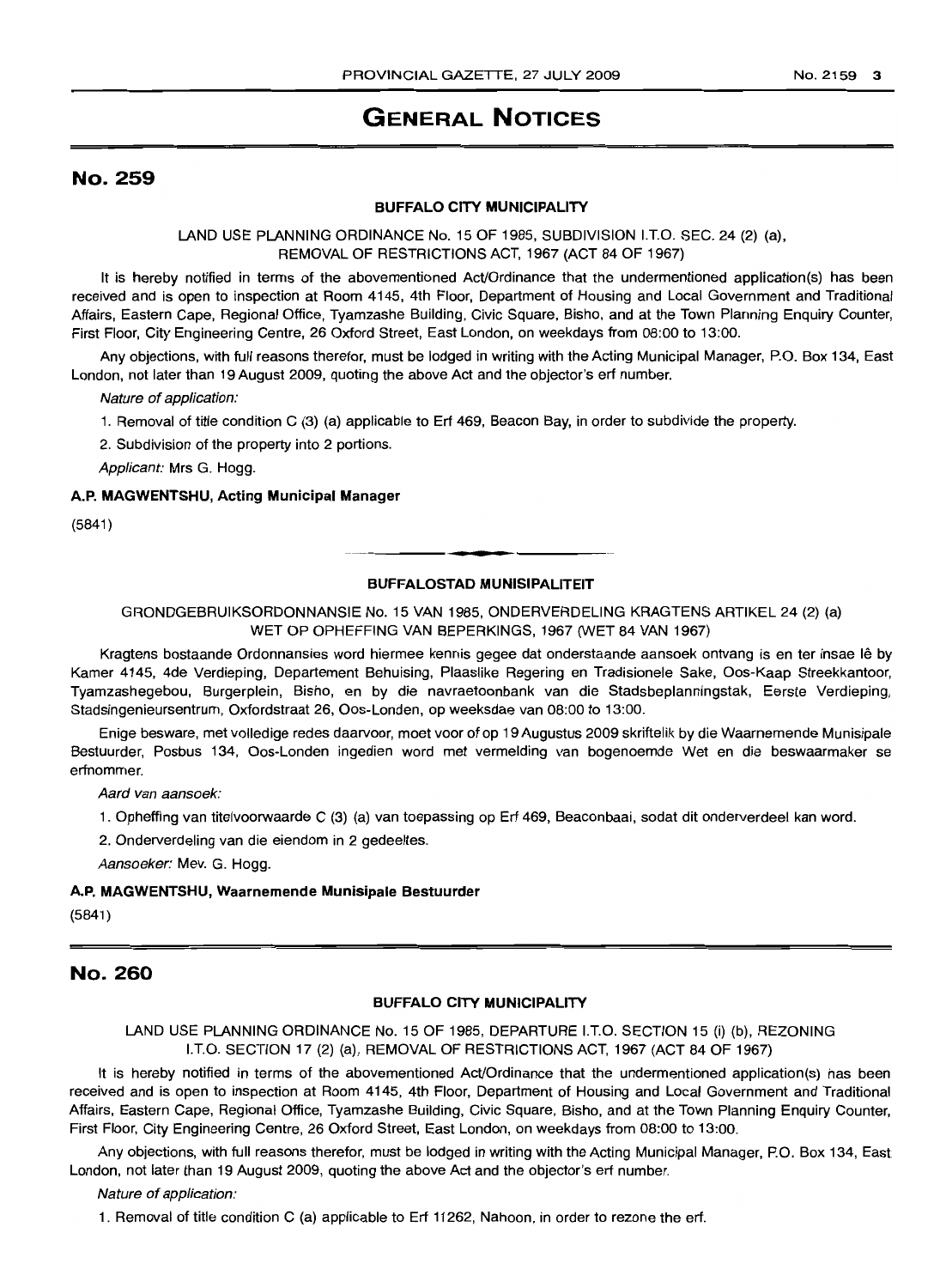# GENERAL NOTICES

## No. 259

### BUFFALO CITY MUNICIPALITY

LAND USE PLANNING ORDINANCE No. 15 OF 1985, SUBDIVISION I.T.O. SEC. 24 (2) (a), REMOVAL OF RESTRICTIONS ACT, 1967 (ACT 84 OF 1967)

It is hereby notified in terms of the abovementioned Act/Ordinance that the undermentioned application(s) has been received and is open to inspection at Room 4145, 4th Floor, Department of Housing and Local Government and Traditional Affairs, Eastern Cape, Regional Office, Tyamzashe Building, Civic Square, Bisho, and at the Town Planning Enquiry Counter, First Floor, City Engineering Centre, 26 Oxford Street, East London, on weekdays from 08:00 to 13:00.

Any objections, with full reasons therefor, must be lodged in writing with the Acting Municipal Manager, P.O. Box 134, East London, not later than 19 August 2009, quoting the above Act and the objector's erf number.

*Nature of application:*

1. Removal of title condition C (3) (a) applicable to Erf 469, Beacon Bay, in order to subdivide the property.

2. Subdivision of the property into 2 portions.

*Applicant:* Mrs G. Hogg.

**A.P. MAGWENTSHU, Acting Municipal Manager**

(5841)

---

### BUFFALOSTAD MUNISIPALITEIT

GRONDGEBRUIKSORDONNANSIE No. 15 VAN 1985, ONDERVERDELING KRAGTENS ARTIKEL 24 (2) (a) WET OP OPHEFFING VAN BEPERKINGS, 1967 (WET 84 VAN 1967)

Kragtens bostaande Ordonnansies word hiermee kennis gegee dat onderstaande aansoek ontvang is en ter insae lê by Kamer 4145, 4de Verdieping, Departement Behuising, Plaaslike Regering en Tradisionele Sake, Oos-Kaap Streekkantoor, Tyamzashegebou, Burgerplein, Bisho, en by die navraetoonbank van die Stadsbeplanningstak, Eerste Verdieping, Stadsingenieursentrum, Oxfordstraat 26, Oos-Londen, op weeksdae van 08:00 to 13:00.

Enige besware, met volledige redes daarvoor, moet voor of op 19 Augustus 2009 skriftelik by die Waarnemende Munisipale Bestuurder, Posbus 134, Oos-Londen ingedien word met vermelding van bogenoemde Wet en die beswaarmaker se erfnommer.

*Aard van aansoek:*

1. Opheffing van titelvoorwaarde C (3) (a) van toepassing op Erf 469, Beaconbaai, sodat dit onderverdeel kan word.

2. Onderverdeling van die eiendom in 2 gedeeltes.

*Aansoeker:* Mev. G. Hogg.

**A.P. MAGWENTSHU, Waarnemende Munisipale Bestuurder**

(5841)

---

## No. 260

### BUFFALO CITY MUNICIPALITY

LAND USE PLANNING ORDINANCE No. 15 OF 1985, DEPARTURE I.T.O. SECTION 15 (i) (b), REZONING I.T.O. SECTION 17 (2) (a), REMOVAL OF RESTRICTIONS ACT, 1967 (ACT 84 OF 1967)

It is hereby notified in terms of the abovementioned Act/Ordinance that the undermentioned application(s) has been received and is open to inspection at Room 4145, 4th Floor, Department of Housing and Local Government and Traditional Affairs, Eastern Cape, Regional Office, Tyamzashe Building, Civic Square, Bisho, and at the Town Planning Enquiry Counter, First Floor, City Engineering Centre, 26 Oxford Street, East London, on weekdays from 08:00 to 13:00.

Any objections, with full reasons therefor, must be lodged in writing with the Acting Municipal Manager, P.O. Box 134, East London, not later than 19 August 2009, quoting the above Act and the objector's erf number.

*Nature of application:*

1. Removal of title condition C (a) applicable to Erf 11262, Nahoon, in order to rezone the erf.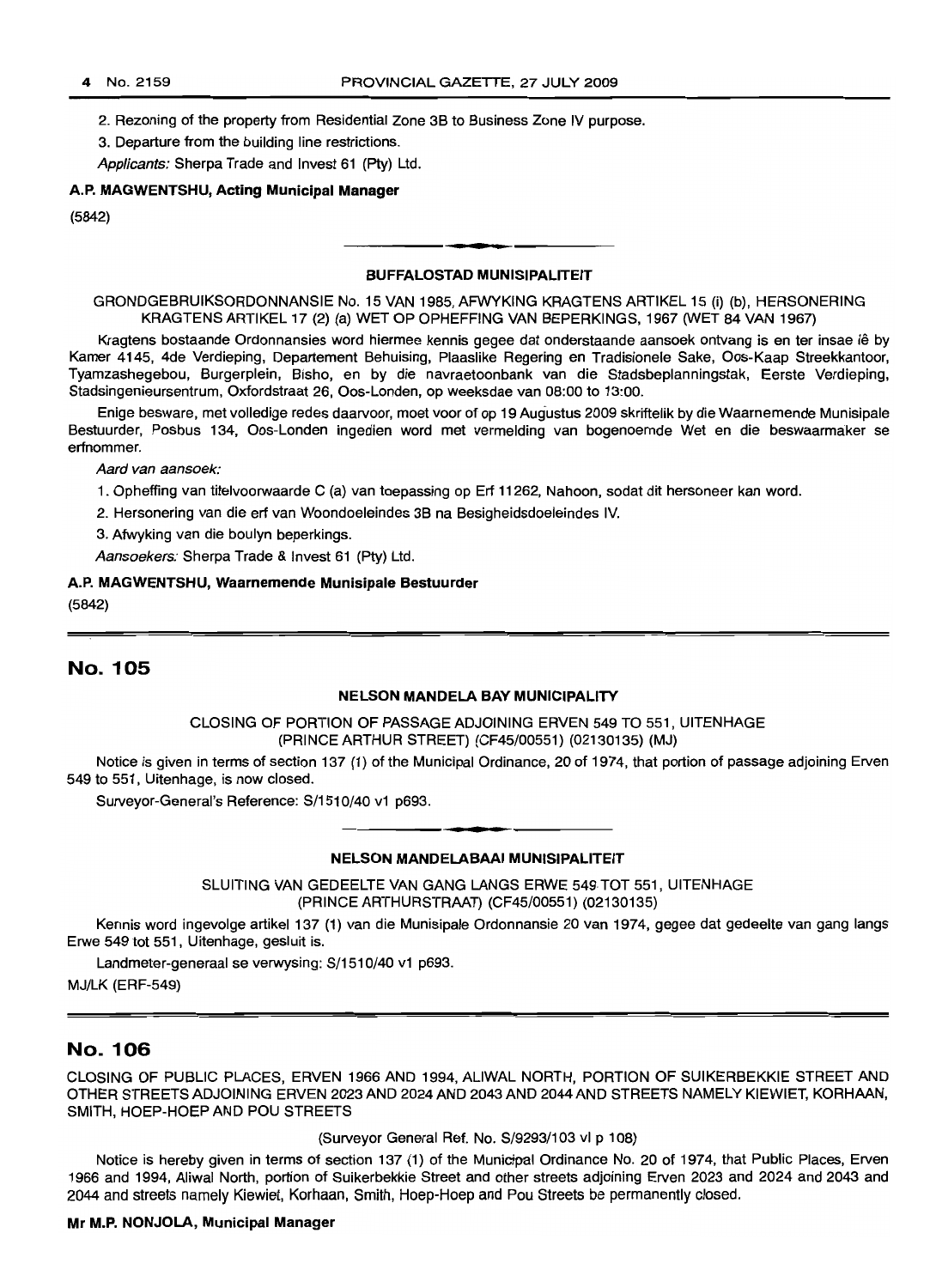2. Rezoning of the property from Residential Zone 3B to Business Zone IV purpose.

3. Departure from the building line restrictions.

*Applicants:* Sherpa Trade and Invest 61 (Pty) Ltd.

**A.P. MAGWENTSHU, Acting Municipal Manager**

(5842)

---

**BUFFALOSTAD MUNISIPALITEIT**

GRONDGEBRUIKSORDONNANSIE No. 15 VAN 1985, AFWYKING KRAGTENS ARTIKEL 15 (i) (b), HERSONERING KRAGTENS ARTIKEL 17 (2) (a) WET OP OPHEFFING VAN BEPERKINGS, 1967 (WET 84 VAN 1967)

Kragtens bostaande Ordonnansies word hiermee kennis gegee dat onderstaande aansoek ontvang is en ter insae lê by Kamer 4145, 4de Verdieping, Departement Behuising, Plaaslike Regering en Tradisionele Sake, Oos-Kaap Streekkantoor, Tyamzashegebou, Burgerplein, Bisho, en by die navraetoonbank van die Stadsbeplanningstak, Eerste Verdieping, Stadsingenieursentrum, Oxfordstraat 26, Oos-Londen, op weeksdae van 08:00 to 13:00.

Enige besware, met volledige redes daarvoor, moet voor of op 19 Augustus 2009 skriftelik by die Waarnemende Munisipale Bestuurder, Posbus 134, Oos-Londen ingedien word met vermelding van bogenoemde Wet en die beswaarmaker se erfnommer.

*Aard van aansoek:*

1. Opheffing van titelvoorwaarde C (a) van toepassing op Erf 11262, Nahoon, sodat dit hersoneer kan word.

2. Hersonering van die erf van Woondoeleindes 3B na Besigheidsdoeleindes IV.

3. Afwyking van die boulyn beperkings.

*Aansoekers:* Sherpa Trade & Invest 61 (Pty) Ltd.

**A.P. MAGWENTSHU, Waarnemende Munisipale Bestuurder**

(5842)

---

## No. 105

**NELSON MANDELA BAY MUNICIPALITY**

CLOSING OF PORTION OF PASSAGE ADJOINING ERVEN 549 TO 551, UITENHAGE (PRINCE ARTHUR STREET) (CF45/00551) (02130135) (MJ)

Notice is given in terms of section 137 (1) of the Municipal Ordinance, 20 of 1974, that portion of passage adjoining Erven 549 to 551, Uitenhage, is now closed.

Surveyor-General's Reference: S/1510/40 v1 p693.

---

**NELSON MANDELABAAI MUNISIPALITEIT**

SLUITING VAN GEDEELTE VAN GANG LANGS ERWE 549 TOT 551, UITENHAGE (PRINCE ARTHURSTRAAT) (CF45/00551) (02130135)

Kennis word ingevolge artikel 137 (1) van die Munisipale Ordonnansie 20 van 1974, gegee dat gedeelte van gang langs Erwe 549 tot 551, Uitenhage, gesluit is.

Landmeter-generaal se verwysing: S/1510/40 v1 p693.

MJ/LK (ERF-549)

---

## No. 106

CLOSING OF PUBLIC PLACES, ERVEN 1966 AND 1994, ALIWAL NORTH, PORTION OF SUIKERBEKKIE STREET AND OTHER STREETS ADJOINING ERVEN 2023 AND 2024 AND 2043 AND 2044 AND STREETS NAMELY KIEWIET, KORHAAN, SMITH, HOEP-HOEP AND POU STREETS

(Surveyor General Ref. No. S/9293/103 vl p 108)

Notice is hereby given in terms of section 137 (1) of the Municipal Ordinance No. 20 of 1974, that Public Places, Erven 1966 and 1994, Aliwal North, portion of Suikerbekkie Street and other streets adjoining Erven 2023 and 2024 and 2043 and 2044 and streets namely Kiewiet, Korhaan, Smith, Hoep-Hoep and Pou Streets be permanently closed.

**Mr M.P. NONJOLA, Municipal Manager**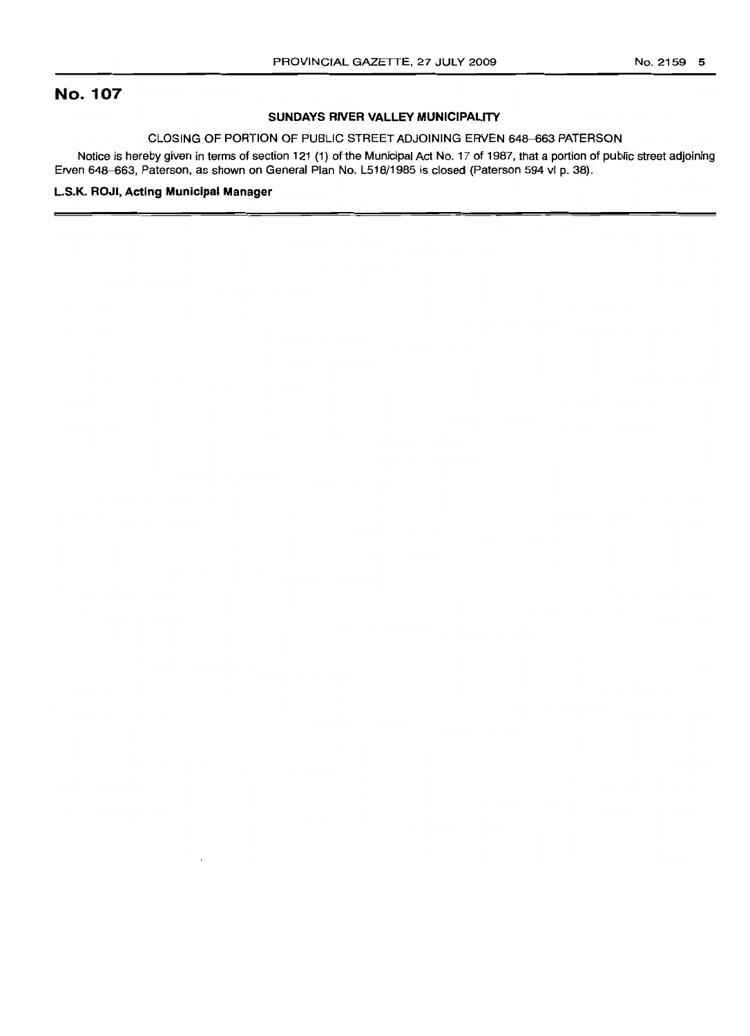# No. 107

### SUNDAYS RIVER VALLEY MUNICIPALITY

CLOSING OF PORTION OF PUBLIC STREET ADJOINING ERVEN 648–663 PATERSON

Notice is hereby given in terms of section 121 (1) of the Municipal Act No. 17 of 1987, that a portion of public street adjoining Erven 648–663, Paterson, as shown on General Plan No. L518/1985 is closed (Paterson 594 vl p. 38).

**L.S.K. ROJI, Acting Municipal Manager**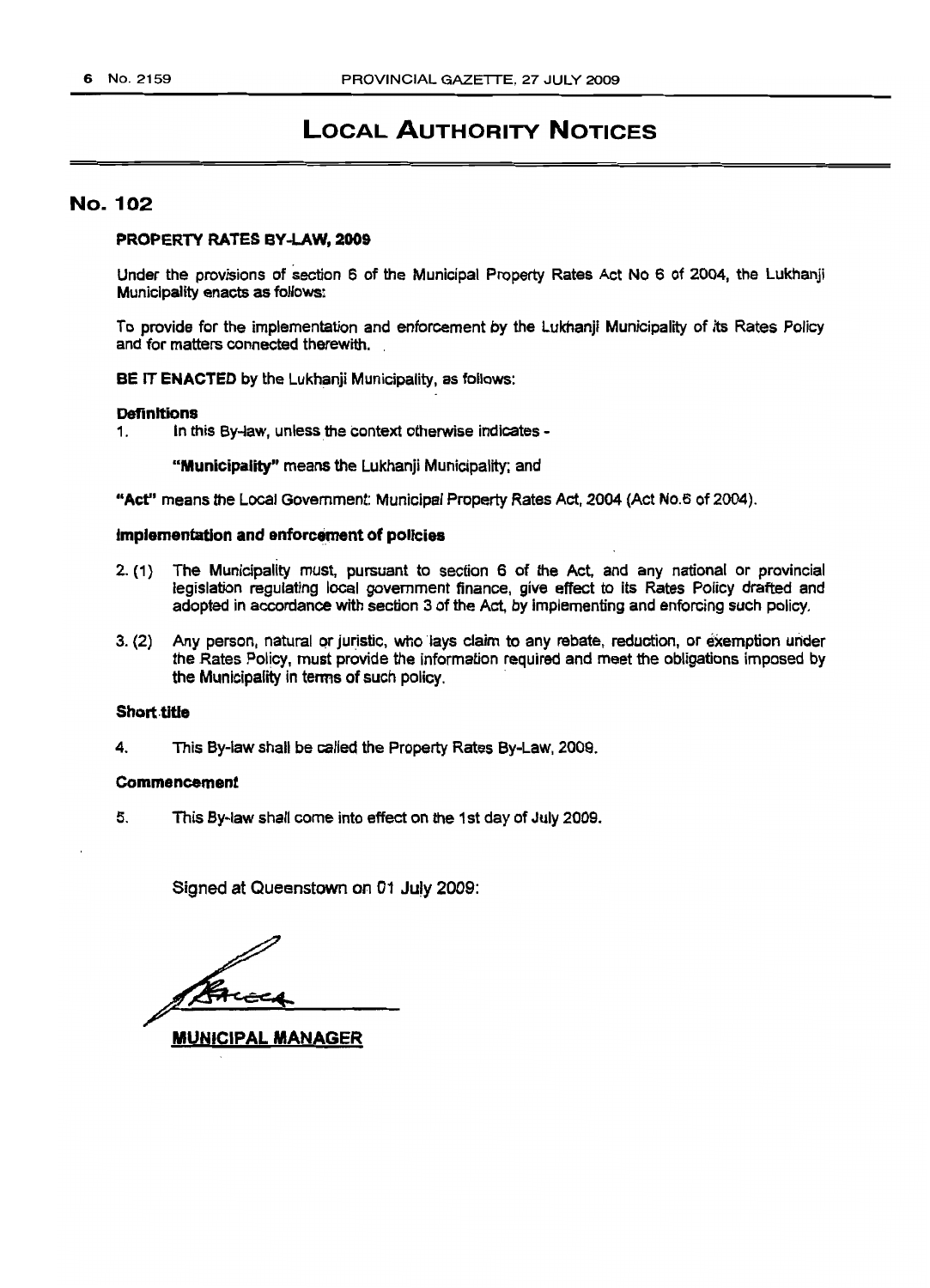# LOCAL AUTHORITY NOTICES

## No. 102

### PROPERTY RATES BY-LAW, 2009

Under the provisions of section 6 of the Municipal Property Rates Act No 6 of 2004, the Lukhanji Municipality enacts as follows:

To provide for the implementation and enforcement by the Lukhanji Municipality of its Rates Policy and for matters connected therewith.

**BE IT ENACTED** by the Lukhanji Municipality, as follows:

**Definitions**

1. In this By-law, unless the context otherwise indicates -

**"Municipality"** means the Lukhanji Municipality; and

**"Act"** means the Local Government: Municipal Property Rates Act, 2004 (Act No.6 of 2004).

**Implementation and enforcement of policies**

2. (1) The Municipality must, pursuant to section 6 of the Act, and any national or provincial legislation regulating local government finance, give effect to its Rates Policy drafted and adopted in accordance with section 3 of the Act, by implementing and enforcing such policy.

3. (2) Any person, natural or juristic, who lays claim to any rebate, reduction, or exemption under the Rates Policy, must provide the information required and meet the obligations imposed by the Municipality in terms of such policy.

**Short title**

4. This By-law shall be called the Property Rates By-Law, 2009.

**Commencement**

5. This By-law shall come into effect on the 1st day of July 2009.

Signed at Queenstown on 01 July 2009:

**MUNICIPAL MANAGER**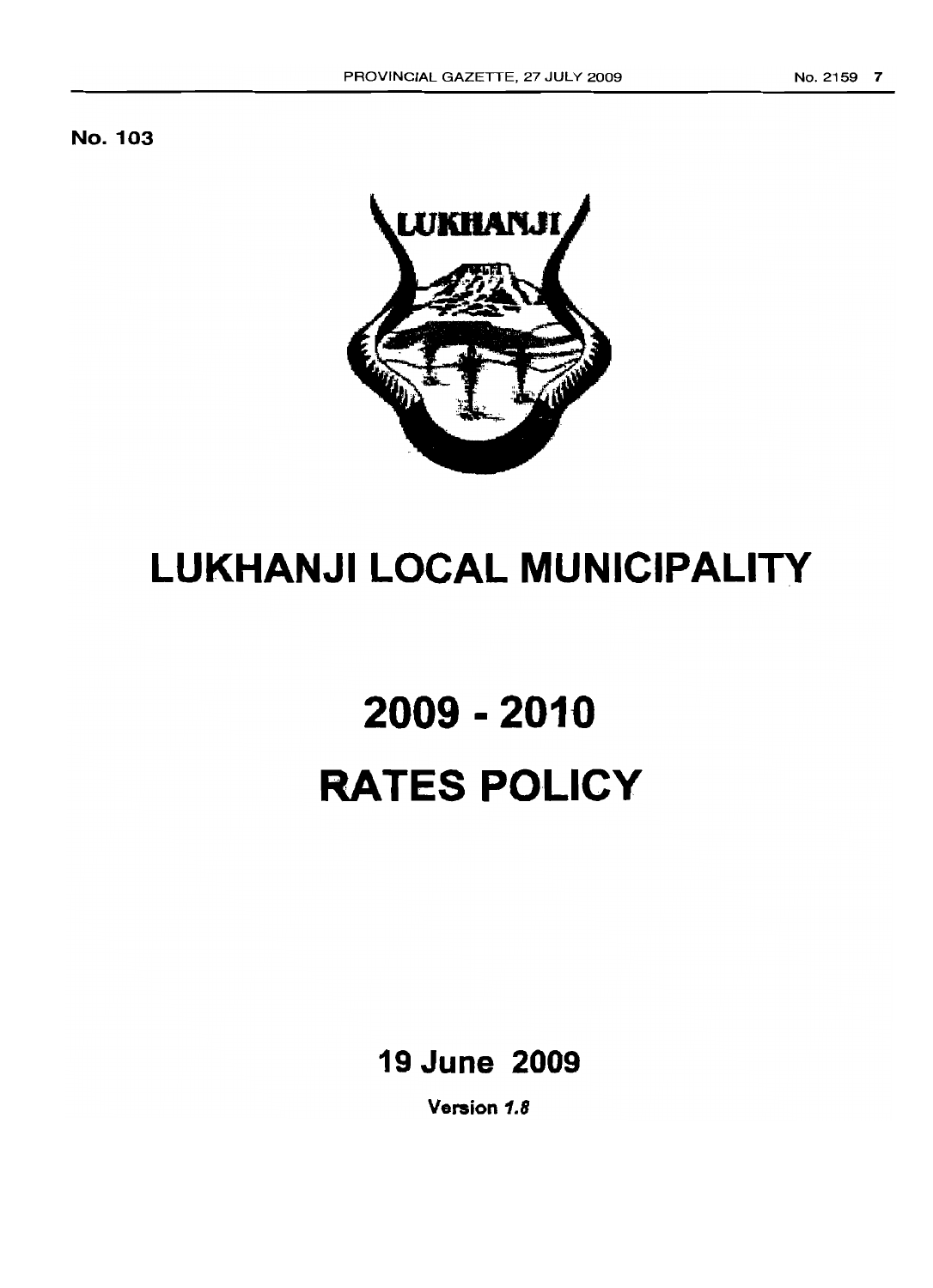No. 103

# LUKHANJI LOCAL MUNICIPALITY

# 2009 - 2010

# RATES POLICY

**19 June 2009**

**Version *1.8***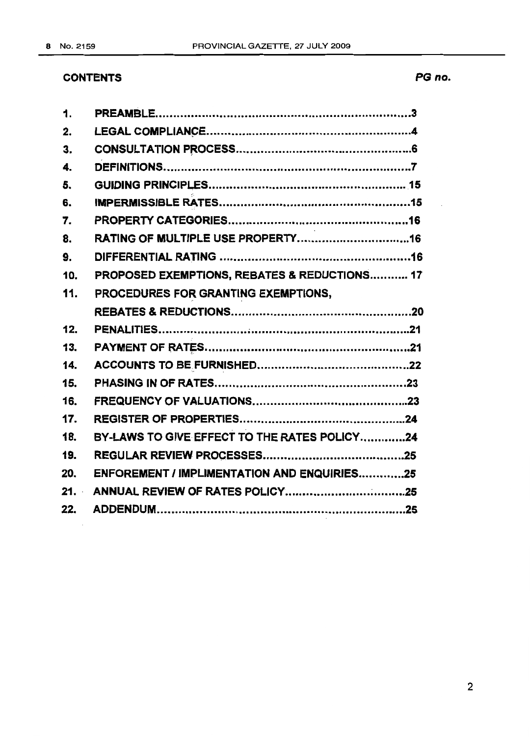**CONTENTS** *PG no.*

| | | |
|---|---|---|
| 1. | PREAMBLE | 3 |
| 2. | LEGAL COMPLIANCE | 4 |
| 3. | CONSULTATION PROCESS | 6 |
| 4. | DEFINITIONS | 7 |
| 5. | GUIDING PRINCIPLES | 15 |
| 6. | IMPERMISSIBLE RATES | 15 |
| 7. | PROPERTY CATEGORIES | 16 |
| 8. | RATING OF MULTIPLE USE PROPERTY | 16 |
| 9. | DIFFERENTIAL RATING | 16 |
| 10. | PROPOSED EXEMPTIONS, REBATES & REDUCTIONS | 17 |
| 11. | PROCEDURES FOR GRANTING EXEMPTIONS, REBATES & REDUCTIONS | 20 |
| 12. | PENALITIES | 21 |
| 13. | PAYMENT OF RATES | 21 |
| 14. | ACCOUNTS TO BE FURNISHED | 22 |
| 15. | PHASING IN OF RATES | 23 |
| 16. | FREQUENCY OF VALUATIONS | 23 |
| 17. | REGISTER OF PROPERTIES | 24 |
| 18. | BY-LAWS TO GIVE EFFECT TO THE RATES POLICY | 24 |
| 19. | REGULAR REVIEW PROCESSES | 25 |
| 20. | ENFOREMENT / IMPLIMENTATION AND ENQUIRIES | 25 |
| 21. | ANNUAL REVIEW OF RATES POLICY | 25 |
| 22. | ADDENDUM | 25 |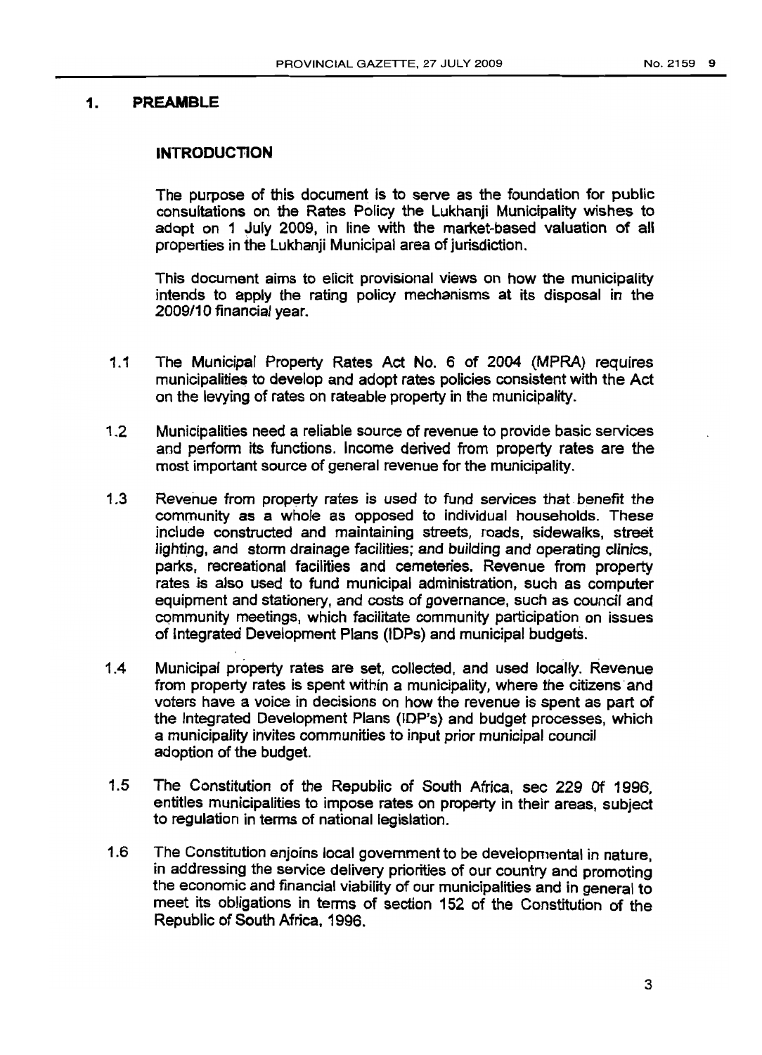## 1. PREAMBLE

### INTRODUCTION

The purpose of this document is to serve as the foundation for public consultations on the Rates Policy the Lukhanji Municipality wishes to adopt on 1 July 2009, in line with the market-based valuation of all properties in the Lukhanji Municipal area of jurisdiction.

This document aims to elicit provisional views on how the municipality intends to apply the rating policy mechanisms at its disposal in the 2009/10 financial year.

1.1 The Municipal Property Rates Act No. 6 of 2004 (MPRA) requires municipalities to develop and adopt rates policies consistent with the Act on the levying of rates on rateable property in the municipality.

1.2 Municipalities need a reliable source of revenue to provide basic services and perform its functions. Income derived from property rates are the most important source of general revenue for the municipality.

1.3 Revenue from property rates is used to fund services that benefit the community as a whole as opposed to individual households. These include constructed and maintaining streets, roads, sidewalks, street lighting, and storm drainage facilities; and building and operating clinics, parks, recreational facilities and cemeteries. Revenue from property rates is also used to fund municipal administration, such as computer equipment and stationery, and costs of governance, such as council and community meetings, which facilitate community participation on issues of Integrated Development Plans (IDPs) and municipal budgets.

1.4 Municipal property rates are set, collected, and used locally. Revenue from property rates is spent within a municipality, where the citizens and voters have a voice in decisions on how the revenue is spent as part of the Integrated Development Plans (IDP's) and budget processes, which a municipality invites communities to input prior municipal council adoption of the budget.

1.5 The Constitution of the Republic of South Africa, sec 229 Of 1996, entitles municipalities to impose rates on property in their areas, subject to regulation in terms of national legislation.

1.6 The Constitution enjoins local government to be developmental in nature, in addressing the service delivery priorities of our country and promoting the economic and financial viability of our municipalities and in general to meet its obligations in terms of section 152 of the Constitution of the Republic of South Africa, 1996.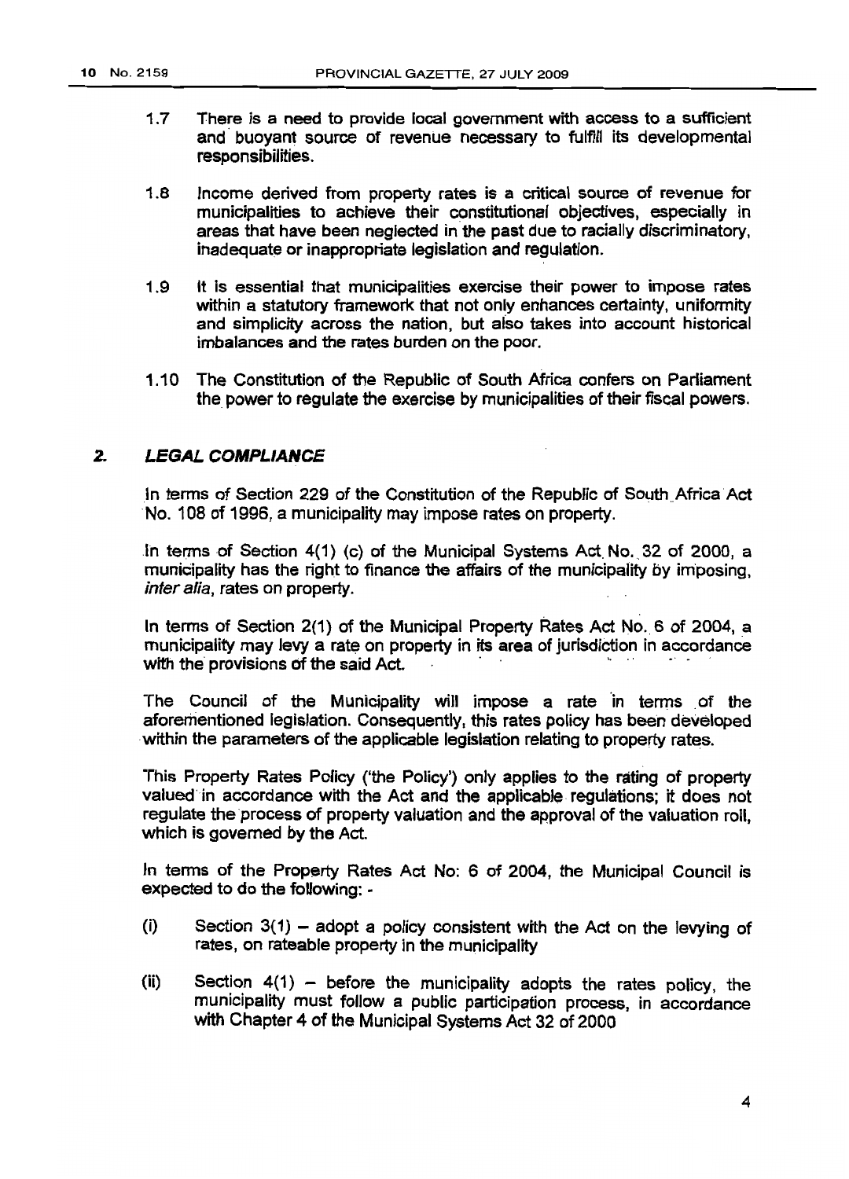1.7 There is a need to provide local government with access to a sufficient and buoyant source of revenue necessary to fulfil its developmental responsibilities.

1.8 Income derived from property rates is a critical source of revenue for municipalities to achieve their constitutional objectives, especially in areas that have been neglected in the past due to racially discriminatory, inadequate or inappropriate legislation and regulation.

1.9 It is essential that municipalities exercise their power to impose rates within a statutory framework that not only enhances certainty, uniformity and simplicity across the nation, but also takes into account historical imbalances and the rates burden on the poor.

1.10 The Constitution of the Republic of South Africa confers on Parliament the power to regulate the exercise by municipalities of their fiscal powers.

## 2. *LEGAL COMPLIANCE*

In terms of Section 229 of the Constitution of the Republic of South Africa Act No. 108 of 1996, a municipality may impose rates on property.

In terms of Section 4(1) (c) of the Municipal Systems Act No. 32 of 2000, a municipality has the right to finance the affairs of the municipality by imposing, *inter alia*, rates on property.

In terms of Section 2(1) of the Municipal Property Rates Act No. 6 of 2004, a municipality may levy a rate on property in its area of jurisdiction in accordance with the provisions of the said Act.

The Council of the Municipality will impose a rate in terms of the aforementioned legislation. Consequently, this rates policy has been developed within the parameters of the applicable legislation relating to property rates.

This Property Rates Policy ('the Policy') only applies to the rating of property valued in accordance with the Act and the applicable regulations; it does not regulate the process of property valuation and the approval of the valuation roll, which is governed by the Act.

In terms of the Property Rates Act No: 6 of 2004, the Municipal Council is expected to do the following: -

(i) Section 3(1) – adopt a policy consistent with the Act on the levying of rates, on rateable property in the municipality

(ii) Section 4(1) – before the municipality adopts the rates policy, the municipality must follow a public participation process, in accordance with Chapter 4 of the Municipal Systems Act 32 of 2000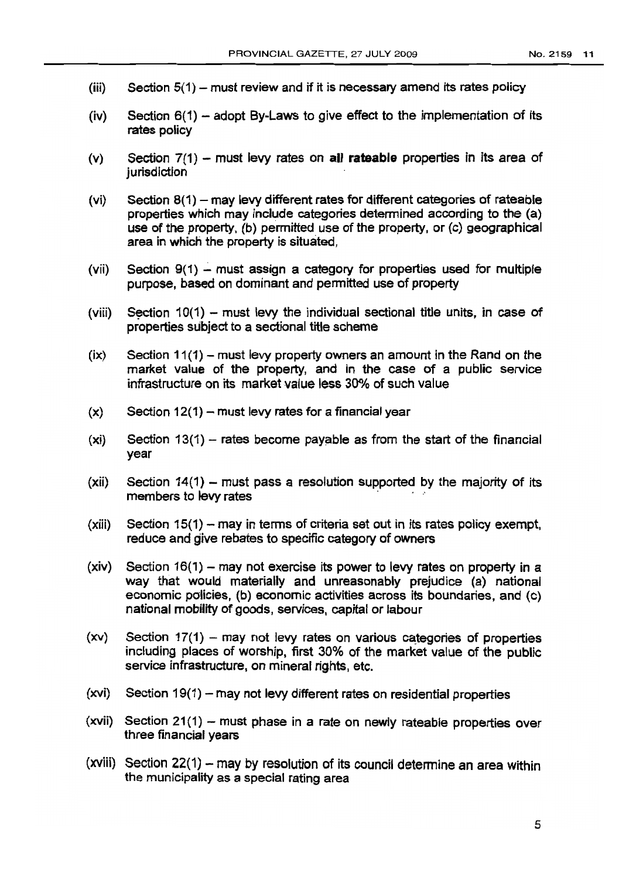(iii) Section 5(1) – must review and if it is necessary amend its rates policy

(iv) Section 6(1) – adopt By-Laws to give effect to the implementation of its rates policy

(v) Section 7(1) – must levy rates on **all rateable** properties in its area of jurisdiction

(vi) Section 8(1) – may levy different rates for different categories of rateable properties which may include categories determined according to the (a) use of the property, (b) permitted use of the property, or (c) geographical area in which the property is situated,

(vii) Section 9(1) – must assign a category for properties used for multiple purpose, based on dominant and permitted use of property

(viii) Section 10(1) – must levy the individual sectional title units, in case of properties subject to a sectional title scheme

(ix) Section 11(1) – must levy property owners an amount in the Rand on the market value of the property, and in the case of a public service infrastructure on its market value less 30% of such value

(x) Section 12(1) – must levy rates for a financial year

(xi) Section 13(1) – rates become payable as from the start of the financial year

(xii) Section 14(1) – must pass a resolution supported by the majority of its members to levy rates

(xiii) Section 15(1) – may in terms of criteria set out in its rates policy exempt, reduce and give rebates to specific category of owners

(xiv) Section 16(1) – may not exercise its power to levy rates on property in a way that would materially and unreasonably prejudice (a) national economic policies, (b) economic activities across its boundaries, and (c) national mobility of goods, services, capital or labour

(xv) Section 17(1) – may not levy rates on various categories of properties including places of worship, first 30% of the market value of the public service infrastructure, on mineral rights, etc.

(xvi) Section 19(1) – may not levy different rates on residential properties

(xvii) Section 21(1) – must phase in a rate on newly rateable properties over three financial years

(xviii) Section 22(1) – may by resolution of its council determine an area within the municipality as a special rating area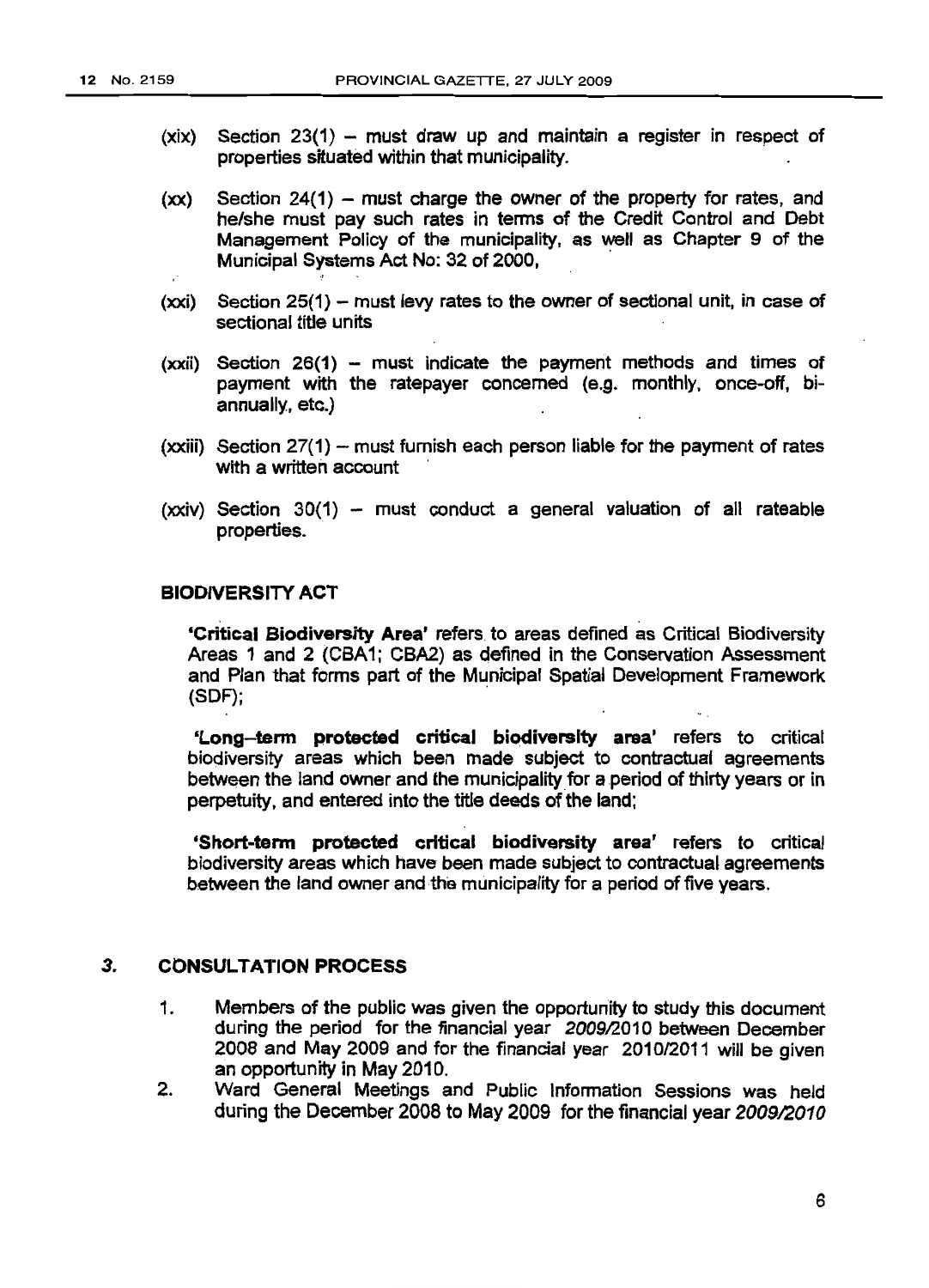(xix) Section 23(1) – must draw up and maintain a register in respect of properties situated within that municipality.

(xx) Section 24(1) – must charge the owner of the property for rates, and he/she must pay such rates in terms of the Credit Control and Debt Management Policy of the municipality, as well as Chapter 9 of the Municipal Systems Act No: 32 of 2000,

(xxi) Section 25(1) – must levy rates to the owner of sectional unit, in case of sectional title units

(xxii) Section 26(1) – must indicate the payment methods and times of payment with the ratepayer concerned (e.g. monthly, once-off, bi-annually, etc.)

(xxiii) Section 27(1) – must furnish each person liable for the payment of rates with a written account

(xxiv) Section 30(1) – must conduct a general valuation of all rateable properties.

**BIODIVERSITY ACT**

**'Critical Biodiversity Area'** refers to areas defined as Critical Biodiversity Areas 1 and 2 (CBA1; CBA2) as defined in the Conservation Assessment and Plan that forms part of the Municipal Spatial Development Framework (SDF);

**'Long–term protected critical biodiversity area'** refers to critical biodiversity areas which been made subject to contractual agreements between the land owner and the municipality for a period of thirty years or in perpetuity, and entered into the title deeds of the land;

**'Short-term protected critical biodiversity area'** refers to critical biodiversity areas which have been made subject to contractual agreements between the land owner and the municipality for a period of five years.

## 3. CONSULTATION PROCESS

1. Members of the public was given the opportunity to study this document during the period for the financial year *2009/2010* between December 2008 and May 2009 and for the financial year 2010/2011 will be given an opportunity in May 2010.
2. Ward General Meetings and Public Information Sessions was held during the December 2008 to May 2009 for the financial year *2009/2010*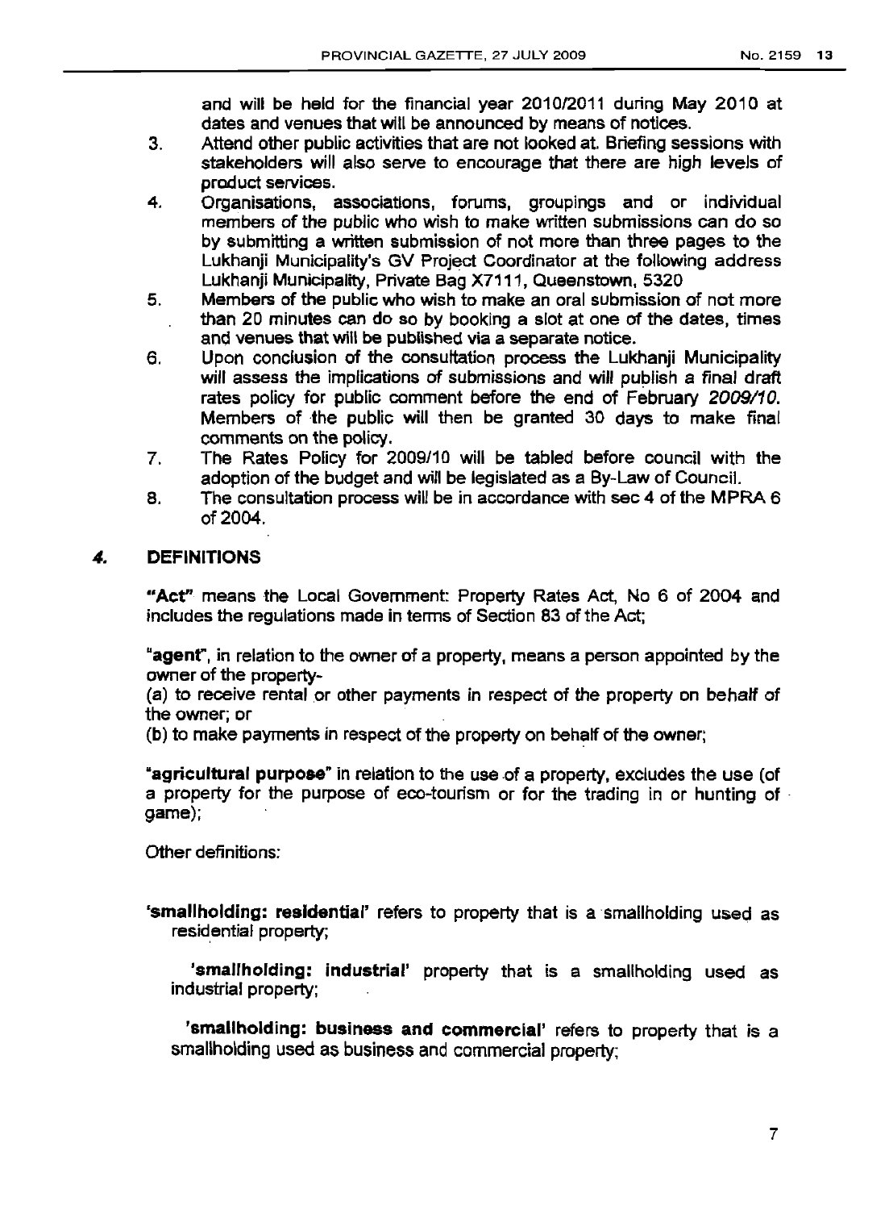and will be held for the financial year 2010/2011 during May 2010 at dates and venues that will be announced by means of notices.

3. Attend other public activities that are not looked at. Briefing sessions with stakeholders will also serve to encourage that there are high levels of product services.
4. Organisations, associations, forums, groupings and or individual members of the public who wish to make written submissions can do so by submitting a written submission of not more than three pages to the Lukhanji Municipality's GV Project Coordinator at the following address Lukhanji Municipality, Private Bag X7111, Queenstown, 5320
5. Members of the public who wish to make an oral submission of not more than 20 minutes can do so by booking a slot at one of the dates, times and venues that will be published via a separate notice.
6. Upon conclusion of the consultation process the Lukhanji Municipality will assess the implications of submissions and will publish a final draft rates policy for public comment before the end of February *2009/10*. Members of the public will then be granted 30 days to make final comments on the policy.
7. The Rates Policy for 2009/10 will be tabled before council with the adoption of the budget and will be legislated as a By-Law of Council.
8. The consultation process will be in accordance with sec 4 of the MPRA 6 of 2004.

## 4. DEFINITIONS

**"Act"** means the Local Government: Property Rates Act, No 6 of 2004 and includes the regulations made in terms of Section 83 of the Act;

**"agent"**, in relation to the owner of a property, means a person appointed by the owner of the property-

(a) to receive rental or other payments in respect of the property on behalf of the owner; or

(b) to make payments in respect of the property on behalf of the owner;

**"agricultural purpose"** in relation to the use of a property, excludes the use (of a property for the purpose of eco-tourism or for the trading in or hunting of game);

Other definitions:

**'smallholding: residential'** refers to property that is a smallholding used as residential property;

**'smallholding: industrial'** property that is a smallholding used as industrial property;

**'smallholding: business and commercial'** refers to property that is a smallholding used as business and commercial property;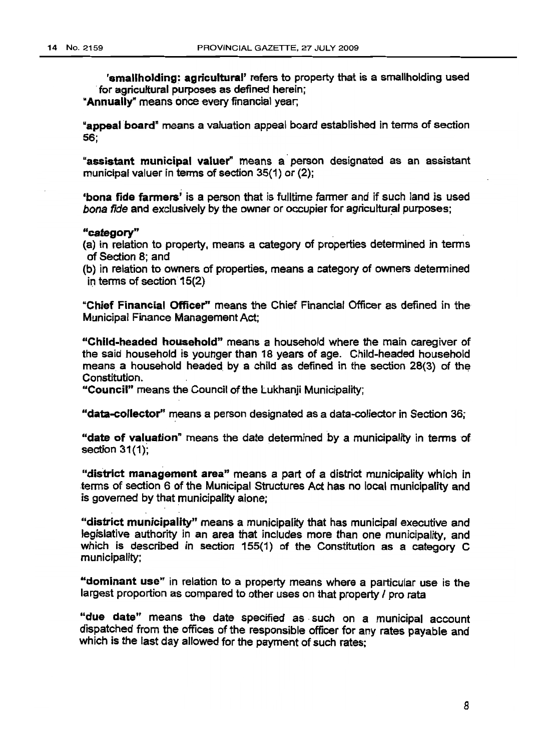**'smallholding: agricultural'** refers to property that is a smallholding used for agricultural purposes as defined herein;

**"Annually"** means once every financial year;

**"appeal board"** means a valuation appeal board established in terms of section 56;

**"assistant municipal valuer"** means a person designated as an assistant municipal valuer in terms of section 35(1) or (2);

**'bona fide farmers'** is a person that is fulltime farmer and if such land is used *bona fide* and exclusively by the owner or occupier for agricultural purposes;

**"category"**

(a) in relation to property, means a category of properties determined in terms of Section 8; and

(b) in relation to owners of properties, means a category of owners determined in terms of section 15(2)

**"Chief Financial Officer"** means the Chief Financial Officer as defined in the Municipal Finance Management Act;

**"Child-headed household"** means a household where the main caregiver of the said household is younger than 18 years of age. Child-headed household means a household headed by a child as defined in the section 28(3) of the Constitution.

**"Council"** means the Council of the Lukhanji Municipality;

**"data-collector"** means a person designated as a data-collector in Section 36;

**"date of valuation"** means the date determined by a municipality in terms of section 31(1);

**"district management area"** means a part of a district municipality which in terms of section 6 of the Municipal Structures Act has no local municipality and is governed by that municipality alone;

**"district municipality"** means a municipality that has municipal executive and legislative authority in an area that includes more than one municipality, and which is described in section 155(1) of the Constitution as a category C municipality;

**"dominant use"** in relation to a property means where a particular use is the largest proportion as compared to other uses on that property / pro rata

**"due date"** means the date specified as such on a municipal account dispatched from the offices of the responsible officer for any rates payable and which is the last day allowed for the payment of such rates;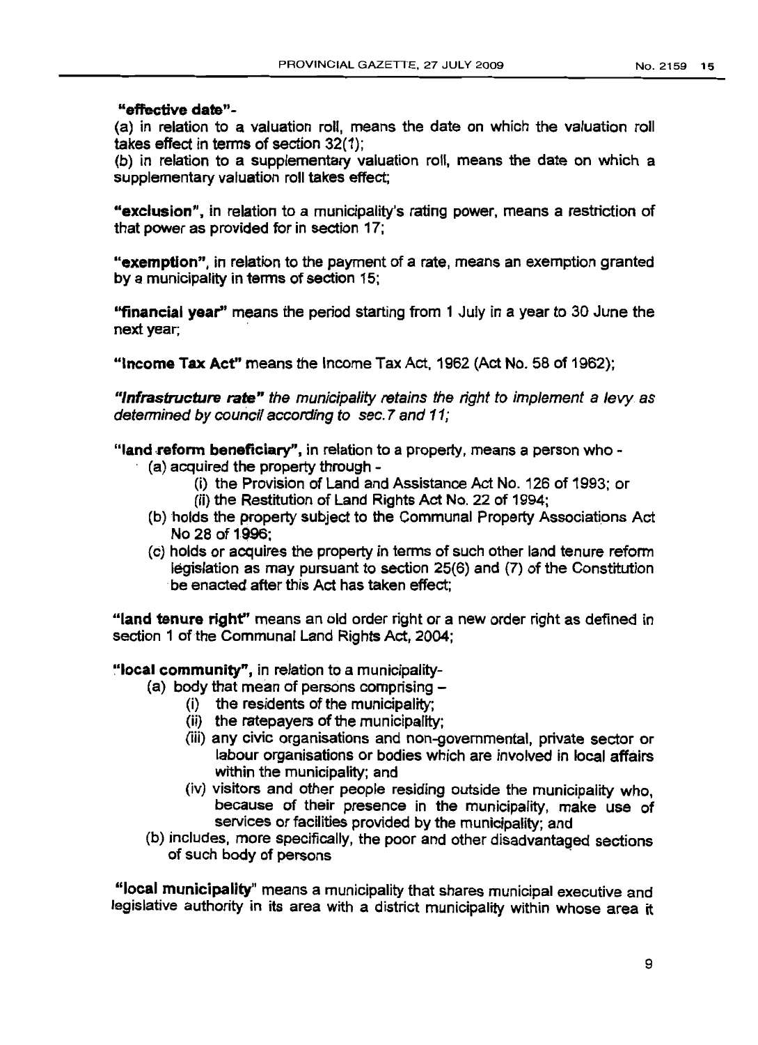**"effective date"**-

(a) in relation to a valuation roll, means the date on which the valuation roll takes effect in terms of section 32(1);

(b) in relation to a supplementary valuation roll, means the date on which a supplementary valuation roll takes effect;

**"exclusion"**, in relation to a municipality's rating power, means a restriction of that power as provided for in section 17;

**"exemption"**, in relation to the payment of a rate, means an exemption granted by a municipality in terms of section 15;

**"financial year"** means the period starting from 1 July in a year to 30 June the next year;

**"Income Tax Act"** means the Income Tax Act, 1962 (Act No. 58 of 1962);

***"Infrastructure rate"*** *the municipality retains the right to implement a levy as determined by council according to sec.7 and 11;*

**"land reform beneficiary"**, in relation to a property, means a person who -

- (a) acquired the property through -
  - (i) the Provision of Land and Assistance Act No. 126 of 1993; or
  - (ii) the Restitution of Land Rights Act No. 22 of 1994;
- (b) holds the property subject to the Communal Property Associations Act No 28 of 1996;
- (c) holds or acquires the property in terms of such other land tenure reform legislation as may pursuant to section 25(6) and (7) of the Constitution be enacted after this Act has taken effect;

**"land tenure right"** means an old order right or a new order right as defined in section 1 of the Communal Land Rights Act, 2004;

**"local community"**, in relation to a municipality-

- (a) body that mean of persons comprising –
  - (i) the residents of the municipality;
  - (ii) the ratepayers of the municipality;
  - (iii) any civic organisations and non-governmental, private sector or labour organisations or bodies which are involved in local affairs within the municipality; and
  - (iv) visitors and other people residing outside the municipality who, because of their presence in the municipality, make use of services or facilities provided by the municipality; and
- (b) includes, more specifically, the poor and other disadvantaged sections of such body of persons

**"local municipality"** means a municipality that shares municipal executive and legislative authority in its area with a district municipality within whose area it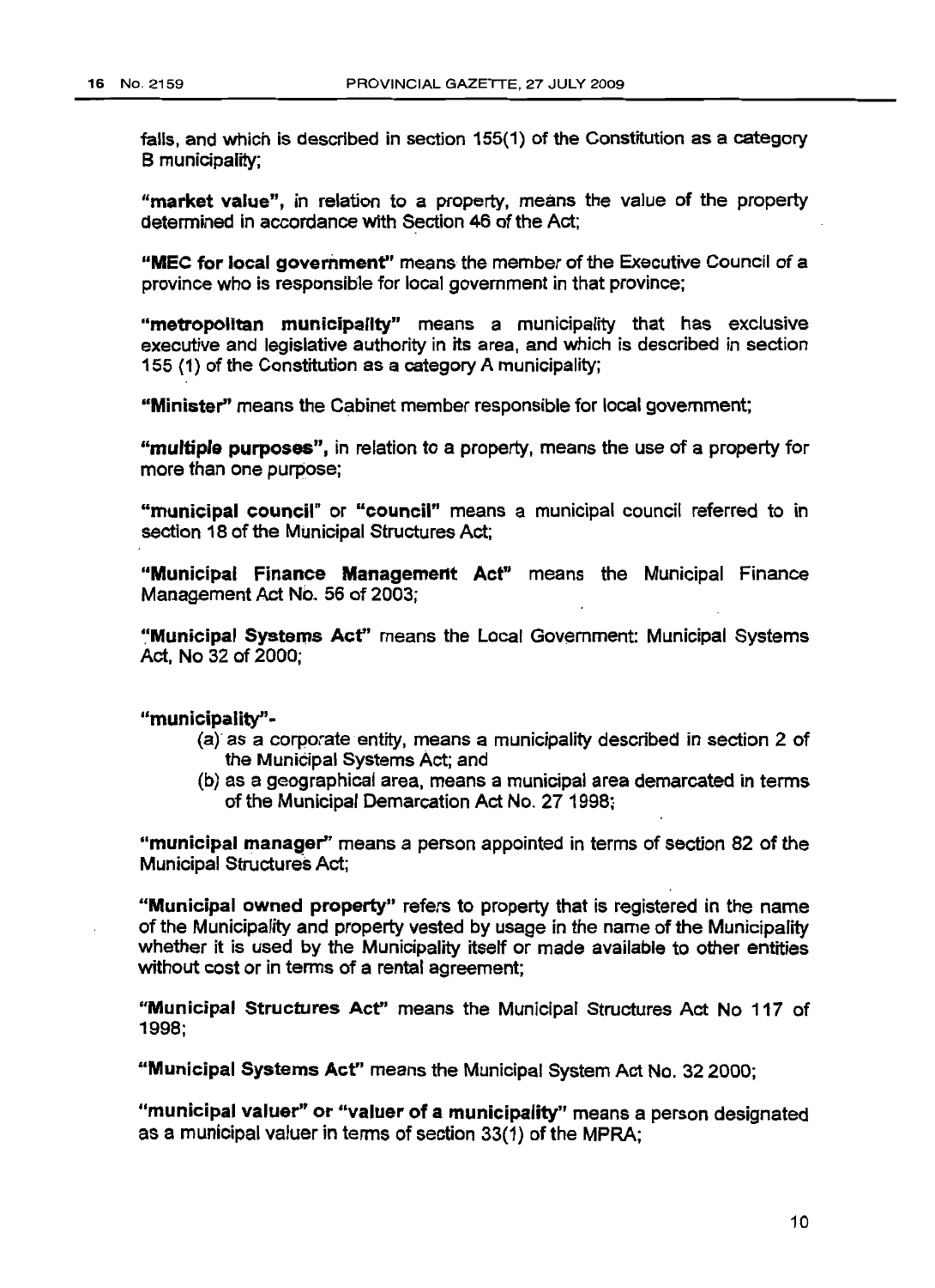falls, and which is described in section 155(1) of the Constitution as a category B municipality;

**"market value"**, in relation to a property, means the value of the property determined in accordance with Section 46 of the Act;

**"MEC for local government"** means the member of the Executive Council of a province who is responsible for local government in that province;

**"metropolitan municipality"** means a municipality that has exclusive executive and legislative authority in its area, and which is described in section 155 (1) of the Constitution as a category A municipality;

**"Minister"** means the Cabinet member responsible for local government;

**"multiple purposes"**, in relation to a property, means the use of a property for more than one purpose;

**"municipal council"** or **"council"** means a municipal council referred to in section 18 of the Municipal Structures Act;

**"Municipal Finance Management Act"** means the Municipal Finance Management Act No. 56 of 2003;

**"Municipal Systems Act"** means the Local Government: Municipal Systems Act, No 32 of 2000;

**"municipality"**-

(a) as a corporate entity, means a municipality described in section 2 of the Municipal Systems Act; and

(b) as a geographical area, means a municipal area demarcated in terms of the Municipal Demarcation Act No. 27 1998;

**"municipal manager"** means a person appointed in terms of section 82 of the Municipal Structures Act;

**"Municipal owned property"** refers to property that is registered in the name of the Municipality and property vested by usage in the name of the Municipality whether it is used by the Municipality itself or made available to other entities without cost or in terms of a rental agreement;

**"Municipal Structures Act"** means the Municipal Structures Act No 117 of 1998;

**"Municipal Systems Act"** means the Municipal System Act No. 32 2000;

**"municipal valuer"** or **"valuer of a municipality"** means a person designated as a municipal valuer in terms of section 33(1) of the MPRA;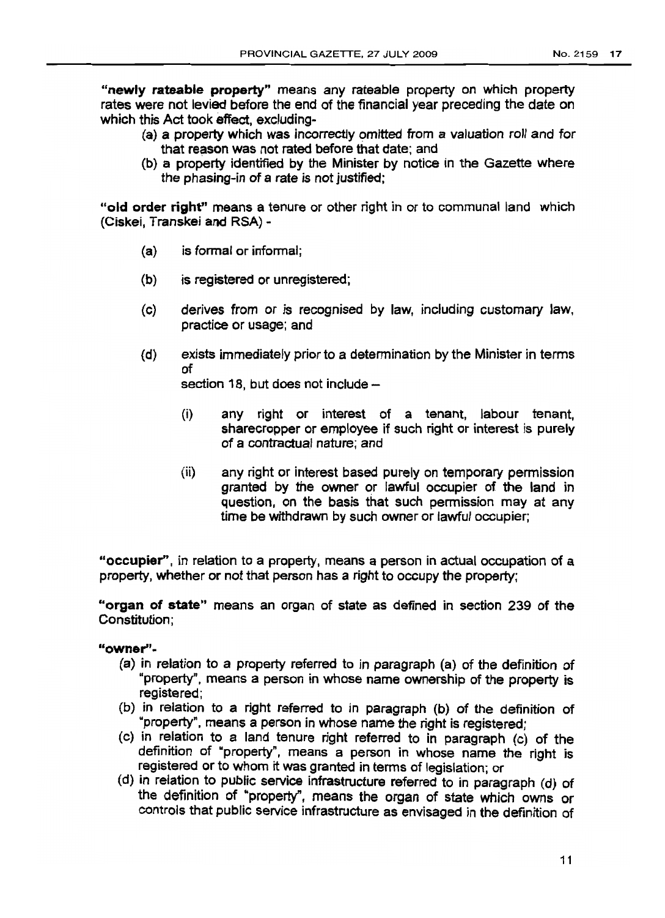**"newly rateable property"** means any rateable property on which property rates were not levied before the end of the financial year preceding the date on which this Act took effect, excluding-

(a) a property which was incorrectly omitted from a valuation roll and for that reason was not rated before that date; and

(b) a property identified by the Minister by notice in the Gazette where the phasing-in of a rate is not justified;

**"old order right"** means a tenure or other right in or to communal land which (Ciskei, Transkei and RSA) -

(a) is formal or informal;

(b) is registered or unregistered;

(c) derives from or is recognised by law, including customary law, practice or usage; and

(d) exists immediately prior to a determination by the Minister in terms of section 18, but does not include –

(i) any right or interest of a tenant, labour tenant, sharecropper or employee if such right or interest is purely of a contractual nature; and

(ii) any right or interest based purely on temporary permission granted by the owner or lawful occupier of the land in question, on the basis that such permission may at any time be withdrawn by such owner or lawful occupier;

**"occupier"**, in relation to a property, means a person in actual occupation of a property, whether or not that person has a right to occupy the property;

**"organ of state"** means an organ of state as defined in section 239 of the Constitution;

**"owner"**-

(a) in relation to a property referred to in paragraph (a) of the definition of "property", means a person in whose name ownership of the property is registered;

(b) in relation to a right referred to in paragraph (b) of the definition of "property", means a person in whose name the right is registered;

(c) in relation to a land tenure right referred to in paragraph (c) of the definition of "property", means a person in whose name the right is registered or to whom it was granted in terms of legislation; or

(d) in relation to public service infrastructure referred to in paragraph (d) of the definition of "property", means the organ of state which owns or controls that public service infrastructure as envisaged in the definition of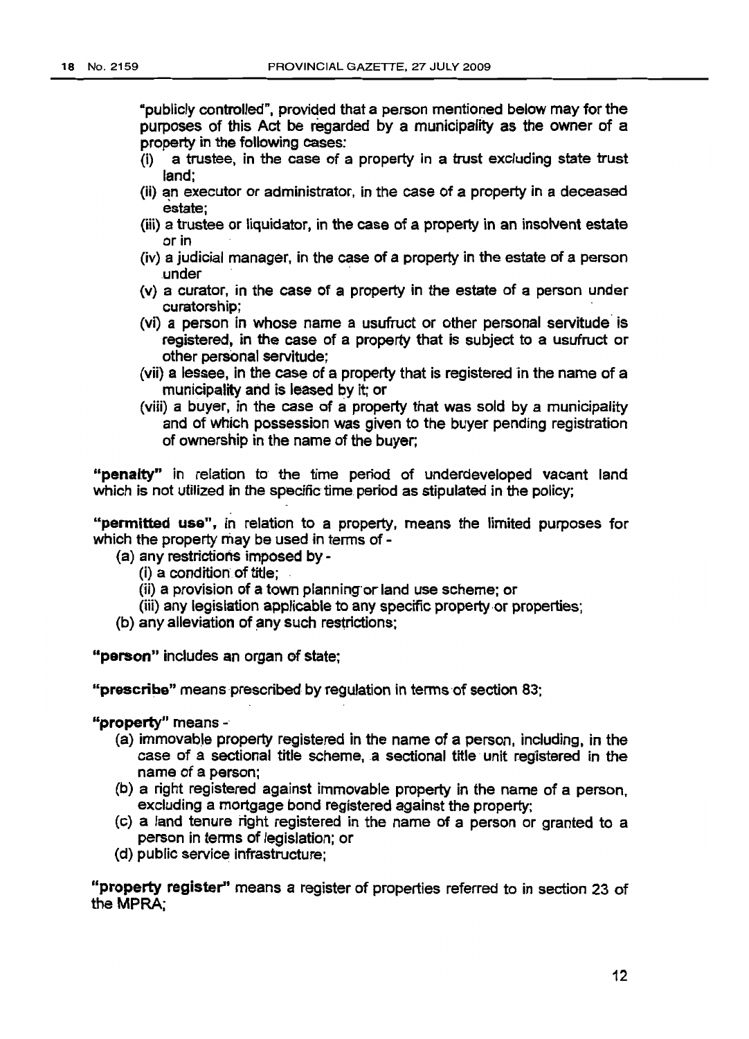"publicly controlled", provided that a person mentioned below may for the purposes of this Act be regarded by a municipality as the owner of a property in the following cases:

(i) a trustee, in the case of a property in a trust excluding state trust land;
(ii) an executor or administrator, in the case of a property in a deceased estate;
(iii) a trustee or liquidator, in the case of a property in an insolvent estate or in
(iv) a judicial manager, in the case of a property in the estate of a person under
(v) a curator, in the case of a property in the estate of a person under curatorship;
(vi) a person in whose name a usufruct or other personal servitude is registered, in the case of a property that is subject to a usufruct or other personal servitude;
(vii) a lessee, in the case of a property that is registered in the name of a municipality and is leased by it; or
(viii) a buyer, in the case of a property that was sold by a municipality and of which possession was given to the buyer pending registration of ownership in the name of the buyer;

**"penalty"** in relation to the time period of underdeveloped vacant land which is not utilized in the specific time period as stipulated in the policy;

**"permitted use"**, in relation to a property, means the limited purposes for which the property may be used in terms of -

- (a) any restrictions imposed by -
  - (i) a condition of title;
  - (ii) a provision of a town planning or land use scheme; or
  - (iii) any legislation applicable to any specific property or properties;
- (b) any alleviation of any such restrictions;

**"person"** includes an organ of state;

**"prescribe"** means prescribed by regulation in terms of section 83;

**"property"** means -

- (a) immovable property registered in the name of a person, including, in the case of a sectional title scheme, a sectional title unit registered in the name of a person;
- (b) a right registered against immovable property in the name of a person, excluding a mortgage bond registered against the property;
- (c) a land tenure right registered in the name of a person or granted to a person in terms of legislation; or
- (d) public service infrastructure;

**"property register"** means a register of properties referred to in section 23 of the MPRA;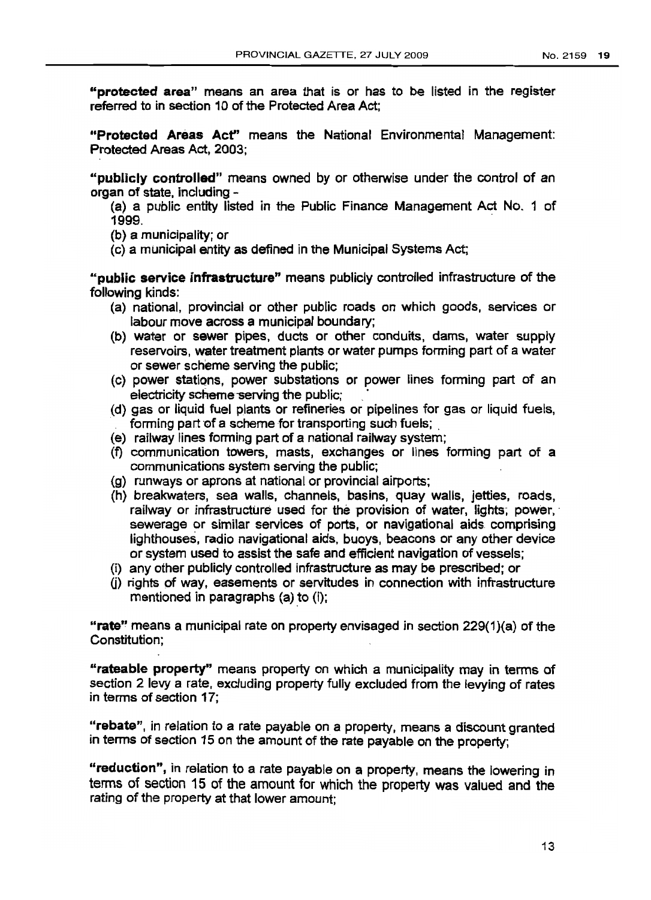**"protected area"** means an area that is or has to be listed in the register referred to in section 10 of the Protected Area Act;

**"Protected Areas Act"** means the National Environmental Management: Protected Areas Act, 2003;

**"publicly controlled"** means owned by or otherwise under the control of an organ of state, including -

(a) a public entity listed in the Public Finance Management Act No. 1 of 1999.

(b) a municipality; or

(c) a municipal entity as defined in the Municipal Systems Act;

**"public service infrastructure"** means publicly controlled infrastructure of the following kinds:

(a) national, provincial or other public roads on which goods, services or labour move across a municipal boundary;

(b) water or sewer pipes, ducts or other conduits, dams, water supply reservoirs, water treatment plants or water pumps forming part of a water or sewer scheme serving the public;

(c) power stations, power substations or power lines forming part of an electricity scheme serving the public;

(d) gas or liquid fuel plants or refineries or pipelines for gas or liquid fuels, forming part of a scheme for transporting such fuels;

(e) railway lines forming part of a national railway system;

(f) communication towers, masts, exchanges or lines forming part of a communications system serving the public;

(g) runways or aprons at national or provincial airports;

(h) breakwaters, sea walls, channels, basins, quay walls, jetties, roads, railway or infrastructure used for the provision of water, lights, power, sewerage or similar services of ports, or navigational aids comprising lighthouses, radio navigational aids, buoys, beacons or any other device or system used to assist the safe and efficient navigation of vessels;

(i) any other publicly controlled infrastructure as may be prescribed; or

(j) rights of way, easements or servitudes in connection with infrastructure mentioned in paragraphs (a) to (i);

**"rate"** means a municipal rate on property envisaged in section 229(1)(a) of the Constitution;

**"rateable property"** means property on which a municipality may in terms of section 2 levy a rate, excluding property fully excluded from the levying of rates in terms of section 17;

**"rebate"**, in relation to a rate payable on a property, means a discount granted in terms of section 15 on the amount of the rate payable on the property;

**"reduction"**, in relation to a rate payable on a property, means the lowering in terms of section 15 of the amount for which the property was valued and the rating of the property at that lower amount;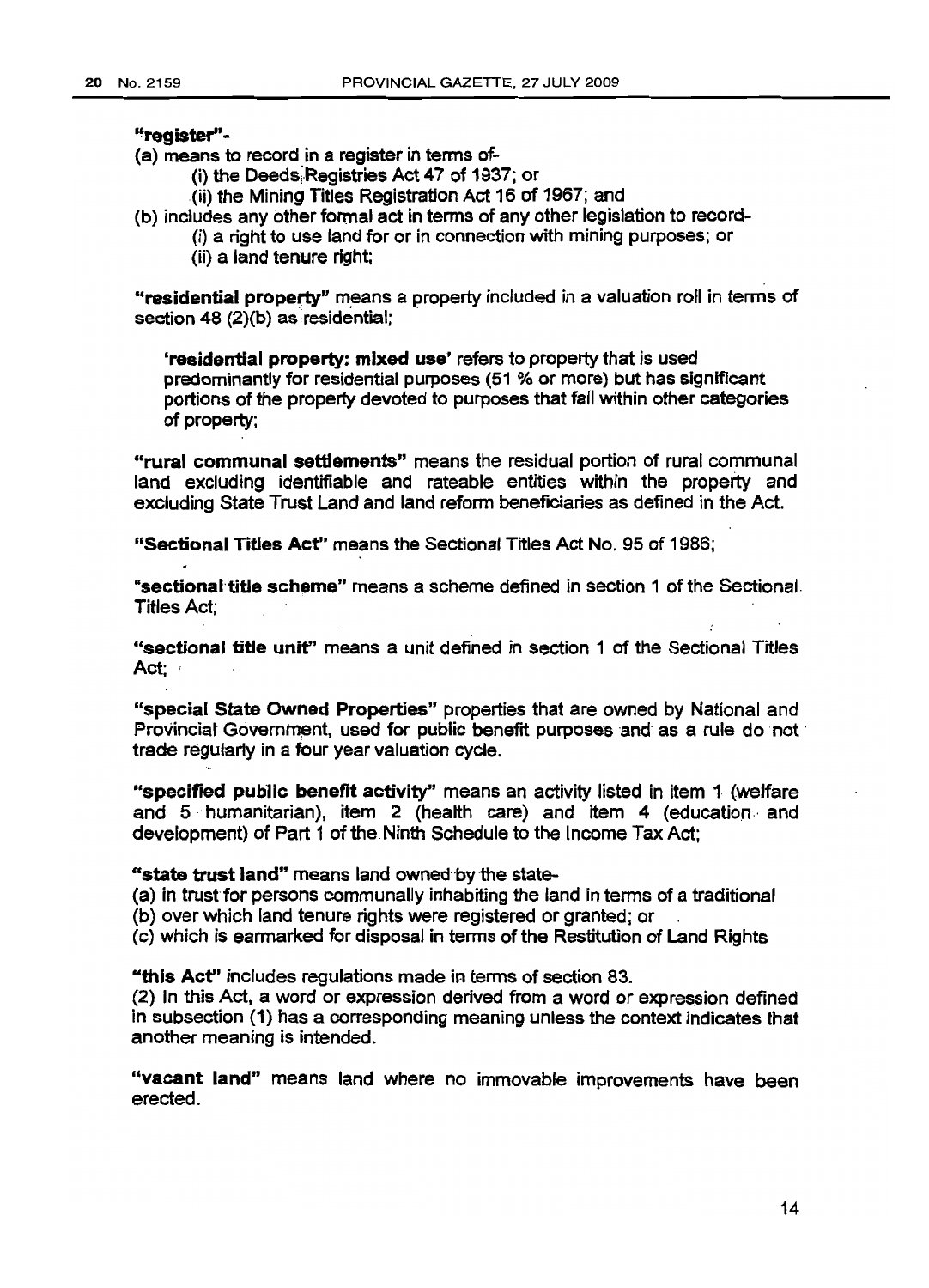**"register"**-

(a) means to record in a register in terms of-

  (i) the Deeds Registries Act 47 of 1937; or

  (ii) the Mining Titles Registration Act 16 of 1967; and

(b) includes any other formal act in terms of any other legislation to record-

  (i) a right to use land for or in connection with mining purposes; or

  (ii) a land tenure right;

**"residential property"** means a property included in a valuation roll in terms of section 48 (2)(b) as residential;

> **'residential property: mixed use'** refers to property that is used predominantly for residential purposes (51 % or more) but has significant portions of the property devoted to purposes that fall within other categories of property;

**"rural communal settlements"** means the residual portion of rural communal land excluding identifiable and rateable entities within the property and excluding State Trust Land and land reform beneficiaries as defined in the Act.

**"Sectional Titles Act"** means the Sectional Titles Act No. 95 of 1986;

**"sectional title scheme"** means a scheme defined in section 1 of the Sectional Titles Act;

**"sectional title unit"** means a unit defined in section 1 of the Sectional Titles Act;

**"special State Owned Properties"** properties that are owned by National and Provincial Government, used for public benefit purposes and as a rule do not trade regularly in a four year valuation cycle.

**"specified public benefit activity"** means an activity listed in item 1 (welfare and 5 humanitarian), item 2 (health care) and item 4 (education and development) of Part 1 of the Ninth Schedule to the Income Tax Act;

**"state trust land"** means land owned by the state-

(a) in trust for persons communally inhabiting the land in terms of a traditional

(b) over which land tenure rights were registered or granted; or

(c) which is earmarked for disposal in terms of the Restitution of Land Rights

**"this Act"** includes regulations made in terms of section 83.

(2) In this Act, a word or expression derived from a word or expression defined in subsection (1) has a corresponding meaning unless the context indicates that another meaning is intended.

**"vacant land"** means land where no immovable improvements have been erected.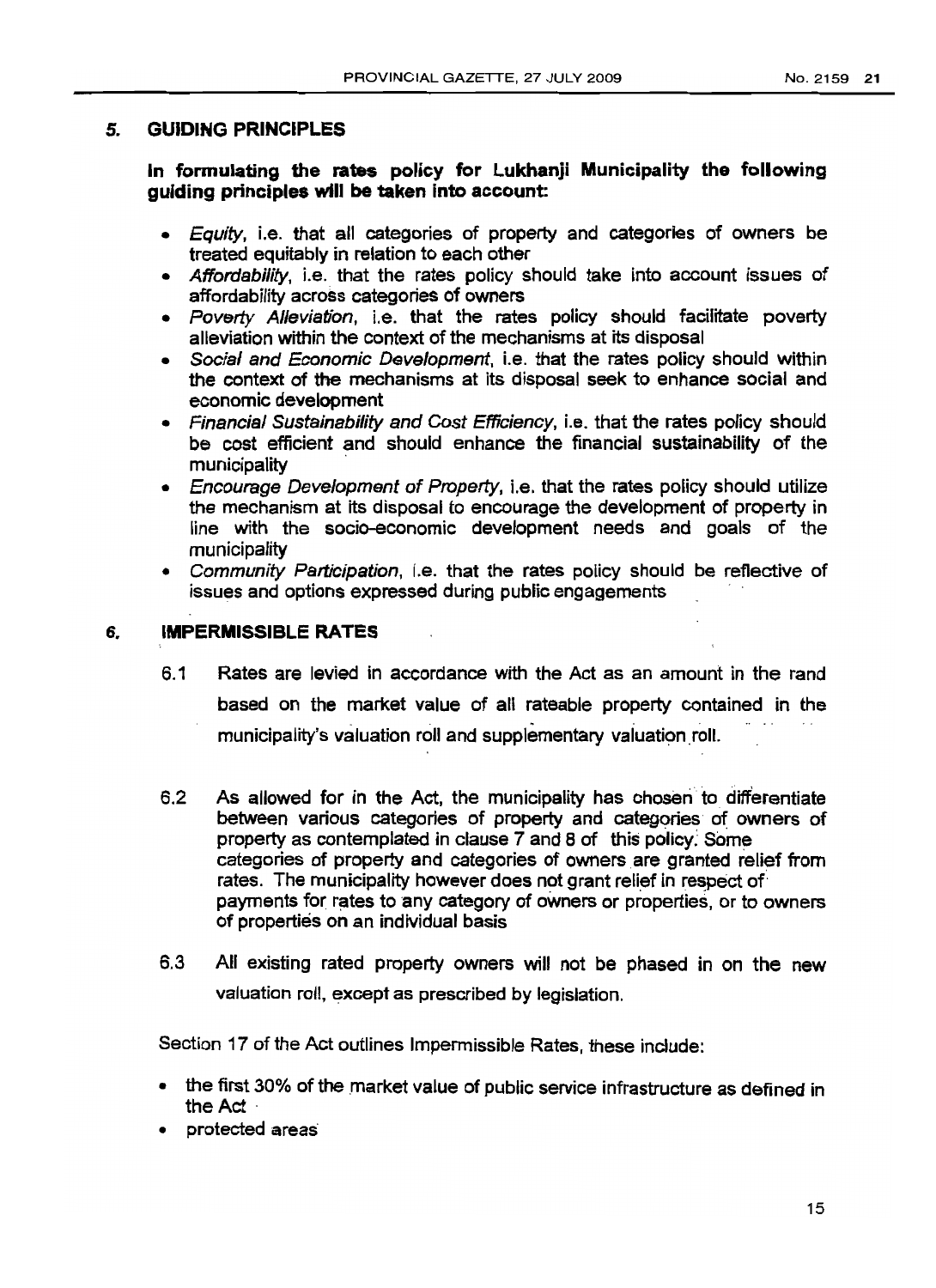## 5. GUIDING PRINCIPLES

**In formulating the rates policy for Lukhanji Municipality the following guiding principles will be taken into account:**

- *Equity*, i.e. that all categories of property and categories of owners be treated equitably in relation to each other
- *Affordability*, i.e. that the rates policy should take into account issues of affordability across categories of owners
- *Poverty Alleviation*, i.e. that the rates policy should facilitate poverty alleviation within the context of the mechanisms at its disposal
- *Social and Economic Development*, i.e. that the rates policy should within the context of the mechanisms at its disposal seek to enhance social and economic development
- *Financial Sustainability and Cost Efficiency*, i.e. that the rates policy should be cost efficient and should enhance the financial sustainability of the municipality
- *Encourage Development of Property*, i.e. that the rates policy should utilize the mechanism at its disposal to encourage the development of property in line with the socio-economic development needs and goals of the municipality
- *Community Participation*, i.e. that the rates policy should be reflective of issues and options expressed during public engagements

## 6. IMPERMISSIBLE RATES

6.1 Rates are levied in accordance with the Act as an amount in the rand based on the market value of all rateable property contained in the municipality's valuation roll and supplementary valuation roll.

6.2 As allowed for in the Act, the municipality has chosen to differentiate between various categories of property and categories of owners of property as contemplated in clause 7 and 8 of this policy. Some categories of property and categories of owners are granted relief from rates. The municipality however does not grant relief in respect of payments for rates to any category of owners or properties, or to owners of properties on an individual basis

6.3 All existing rated property owners will not be phased in on the new valuation roll, except as prescribed by legislation.

Section 17 of the Act outlines Impermissible Rates, these include:

- the first 30% of the market value of public service infrastructure as defined in the Act
- protected areas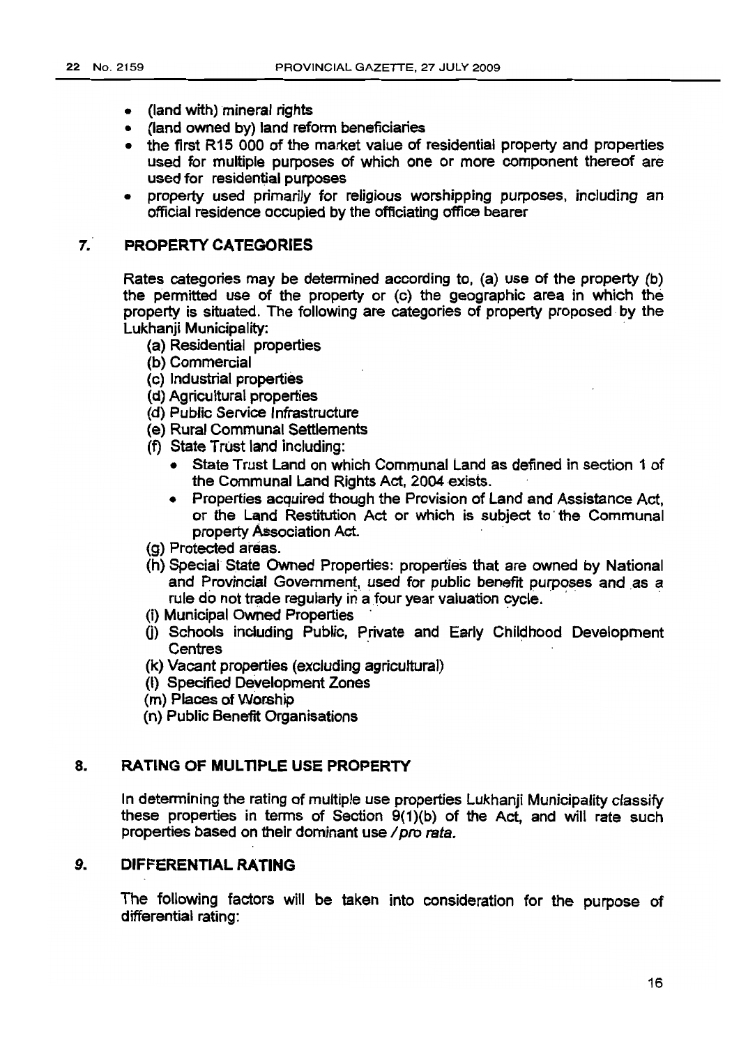- (land with) mineral rights
- (land owned by) land reform beneficiaries
- the first R15 000 of the market value of residential property and properties used for multiple purposes of which one or more component thereof are used for residential purposes
- property used primarily for religious worshipping purposes, including an official residence occupied by the officiating office bearer

## 7. PROPERTY CATEGORIES

Rates categories may be determined according to, (a) use of the property (b) the permitted use of the property or (c) the geographic area in which the property is situated. The following are categories of property proposed by the Lukhanji Municipality:

(a) Residential properties
(b) Commercial
(c) Industrial properties
(d) Agricultural properties
(d) Public Service Infrastructure
(e) Rural Communal Settlements
(f) State Trust land including:
   - State Trust Land on which Communal Land as defined in section 1 of the Communal Land Rights Act, 2004 exists.
   - Properties acquired though the Provision of Land and Assistance Act, or the Land Restitution Act or which is subject to the Communal property Association Act.

(g) Protected areas.
(h) Special State Owned Properties: properties that are owned by National and Provincial Government, used for public benefit purposes and as a rule do not trade regularly in a four year valuation cycle.
(i) Municipal Owned Properties
(j) Schools including Public, Private and Early Childhood Development Centres
(k) Vacant properties (excluding agricultural)
(l) Specified Development Zones
(m) Places of Worship
(n) Public Benefit Organisations

## 8. RATING OF MULTIPLE USE PROPERTY

In determining the rating of multiple use properties Lukhanji Municipality classify these properties in terms of Section 9(1)(b) of the Act, and will rate such properties based on their dominant use */ pro rata.*

## 9. DIFFERENTIAL RATING

The following factors will be taken into consideration for the purpose of differential rating: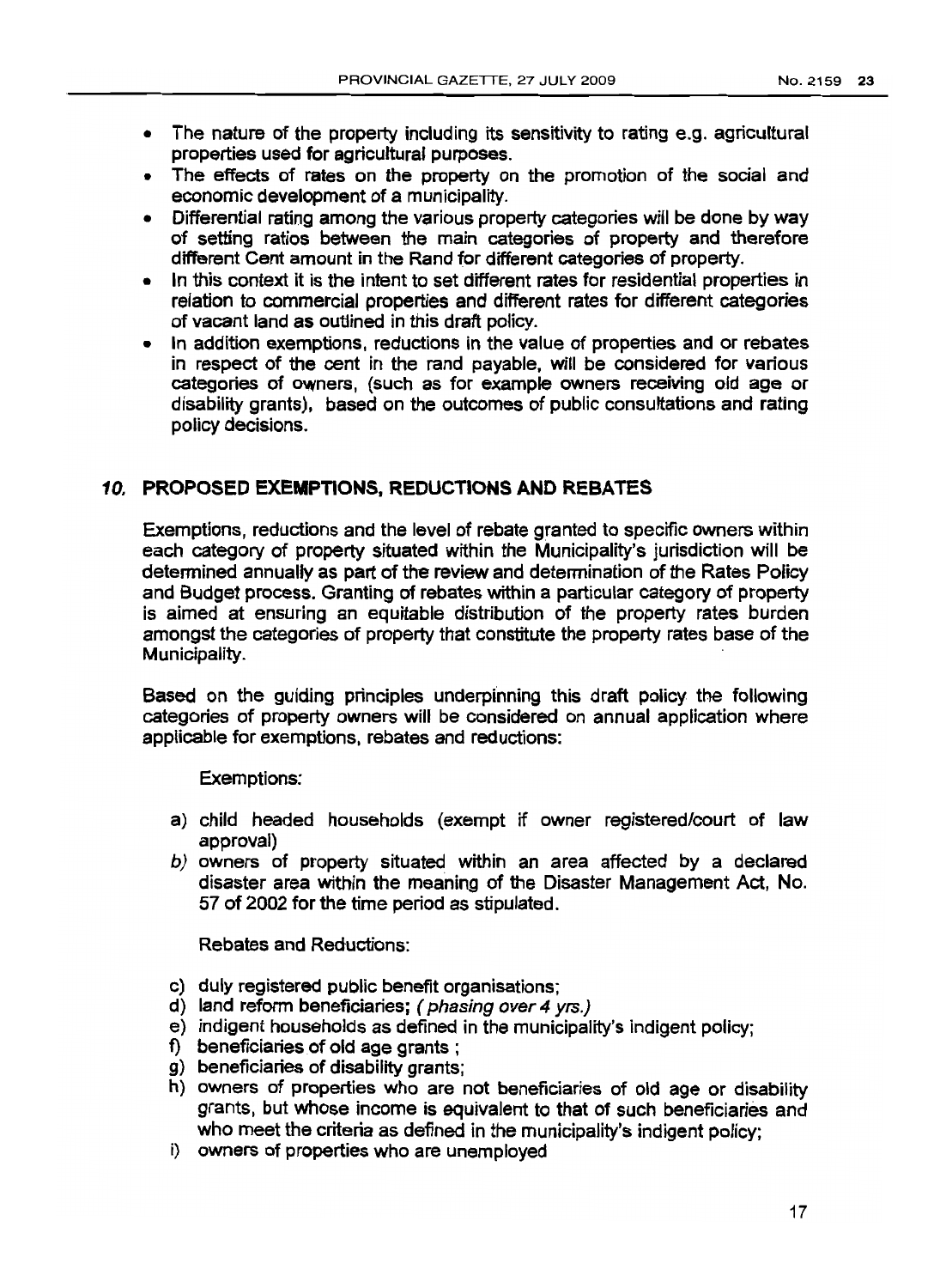- The nature of the property including its sensitivity to rating e.g. agricultural properties used for agricultural purposes.
- The effects of rates on the property on the promotion of the social and economic development of a municipality.
- Differential rating among the various property categories will be done by way of setting ratios between the main categories of property and therefore different Cent amount in the Rand for different categories of property.
- In this context it is the intent to set different rates for residential properties in relation to commercial properties and different rates for different categories of vacant land as outlined in this draft policy.
- In addition exemptions, reductions in the value of properties and or rebates in respect of the cent in the rand payable, will be considered for various categories of owners, (such as for example owners receiving old age or disability grants), based on the outcomes of public consultations and rating policy decisions.

## *10.* PROPOSED EXEMPTIONS, REDUCTIONS AND REBATES

Exemptions, reductions and the level of rebate granted to specific owners within each category of property situated within the Municipality's jurisdiction will be determined annually as part of the review and determination of the Rates Policy and Budget process. Granting of rebates within a particular category of property is aimed at ensuring an equitable distribution of the property rates burden amongst the categories of property that constitute the property rates base of the Municipality.

Based on the guiding principles underpinning this draft policy the following categories of property owners will be considered on annual application where applicable for exemptions, rebates and reductions:

Exemptions:

a) child headed households (exempt if owner registered/court of law approval)
*b)* owners of property situated within an area affected by a declared disaster area within the meaning of the Disaster Management Act, No. 57 of 2002 for the time period as stipulated.

Rebates and Reductions:

c) duly registered public benefit organisations;
d) land reform beneficiaries; *( phasing over 4 yrs.)*
e) indigent households as defined in the municipality's indigent policy;
f) beneficiaries of old age grants ;
g) beneficiaries of disability grants;
h) owners of properties who are not beneficiaries of old age or disability grants, but whose income is equivalent to that of such beneficiaries and who meet the criteria as defined in the municipality's indigent policy;
i) owners of properties who are unemployed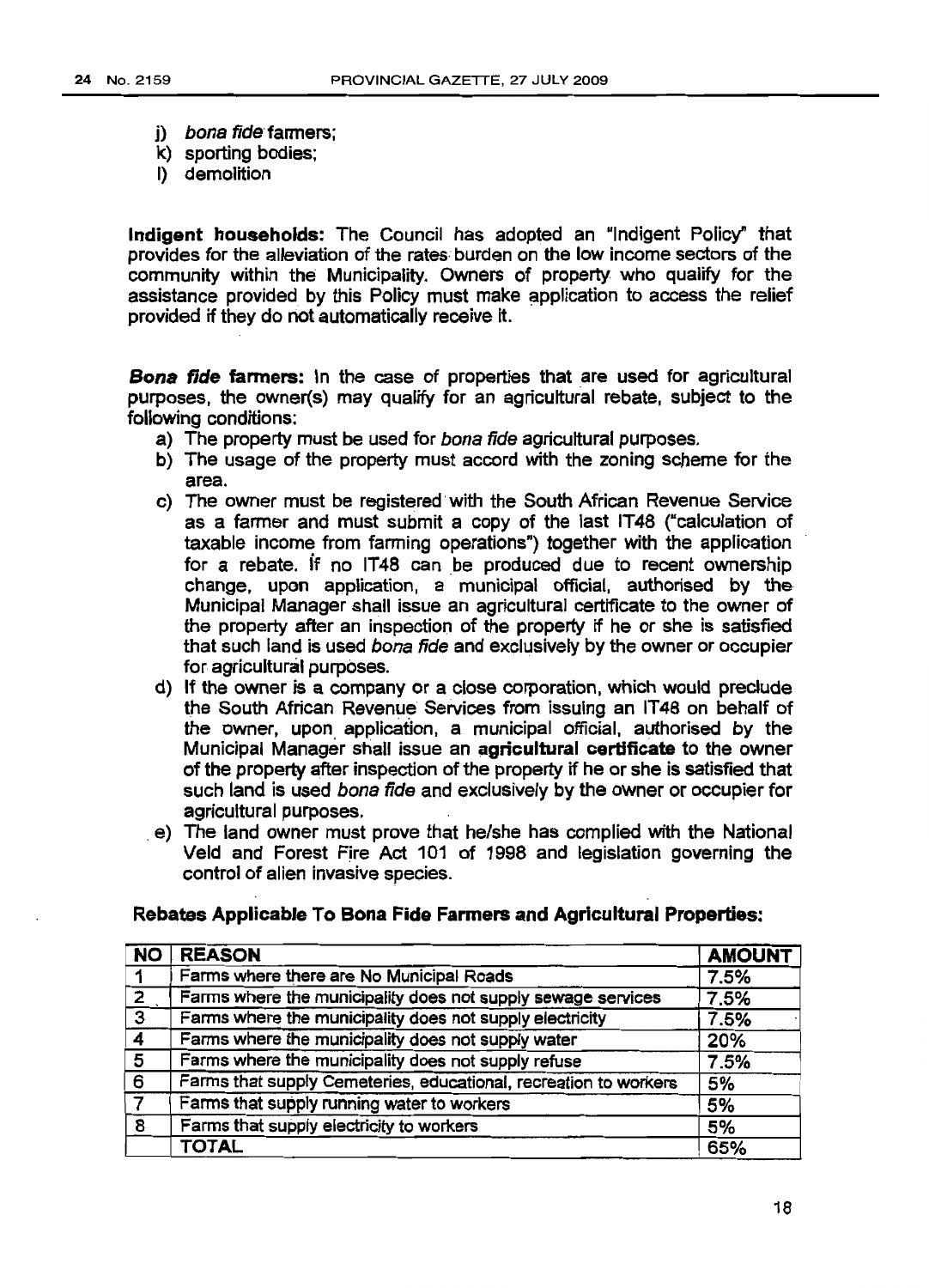j) *bona fide* farmers;
k) sporting bodies;
l) demolition

**Indigent households:** The Council has adopted an "Indigent Policy" that provides for the alleviation of the rates burden on the low income sectors of the community within the Municipality. Owners of property who qualify for the assistance provided by this Policy must make application to access the relief provided if they do not automatically receive it.

***Bona fide* farmers:** In the case of properties that are used for agricultural purposes, the owner(s) may qualify for an agricultural rebate, subject to the following conditions:

a) The property must be used for *bona fide* agricultural purposes.
b) The usage of the property must accord with the zoning scheme for the area.
c) The owner must be registered with the South African Revenue Service as a farmer and must submit a copy of the last IT48 ("calculation of taxable income from farming operations") together with the application for a rebate. If no IT48 can be produced due to recent ownership change, upon application, a municipal official, authorised by the Municipal Manager shall issue an agricultural certificate to the owner of the property after an inspection of the property if he or she is satisfied that such land is used *bona fide* and exclusively by the owner or occupier for agricultural purposes.
d) If the owner is a company or a close corporation, which would preclude the South African Revenue Services from issuing an IT48 on behalf of the owner, upon application, a municipal official, authorised by the Municipal Manager shall issue an **agricultural certificate** to the owner of the property after inspection of the property if he or she is satisfied that such land is used *bona fide* and exclusively by the owner or occupier for agricultural purposes.
e) The land owner must prove that he/she has complied with the National Veld and Forest Fire Act 101 of 1998 and legislation governing the control of alien invasive species.

**Rebates Applicable To Bona Fide Farmers and Agricultural Properties:**

| NO | REASON | AMOUNT |
|---|---|---|
| 1 | Farms where there are No Municipal Roads | 7.5% |
| 2 | Farms where the municipality does not supply sewage services | 7.5% |
| 3 | Farms where the municipality does not supply electricity | 7.5% |
| 4 | Farms where the municipality does not supply water | 20% |
| 5 | Farms where the municipality does not supply refuse | 7.5% |
| 6 | Farms that supply Cemeteries, educational, recreation to workers | 5% |
| 7 | Farms that supply running water to workers | 5% |
| 8 | Farms that supply electricity to workers | 5% |
| | TOTAL | 65% |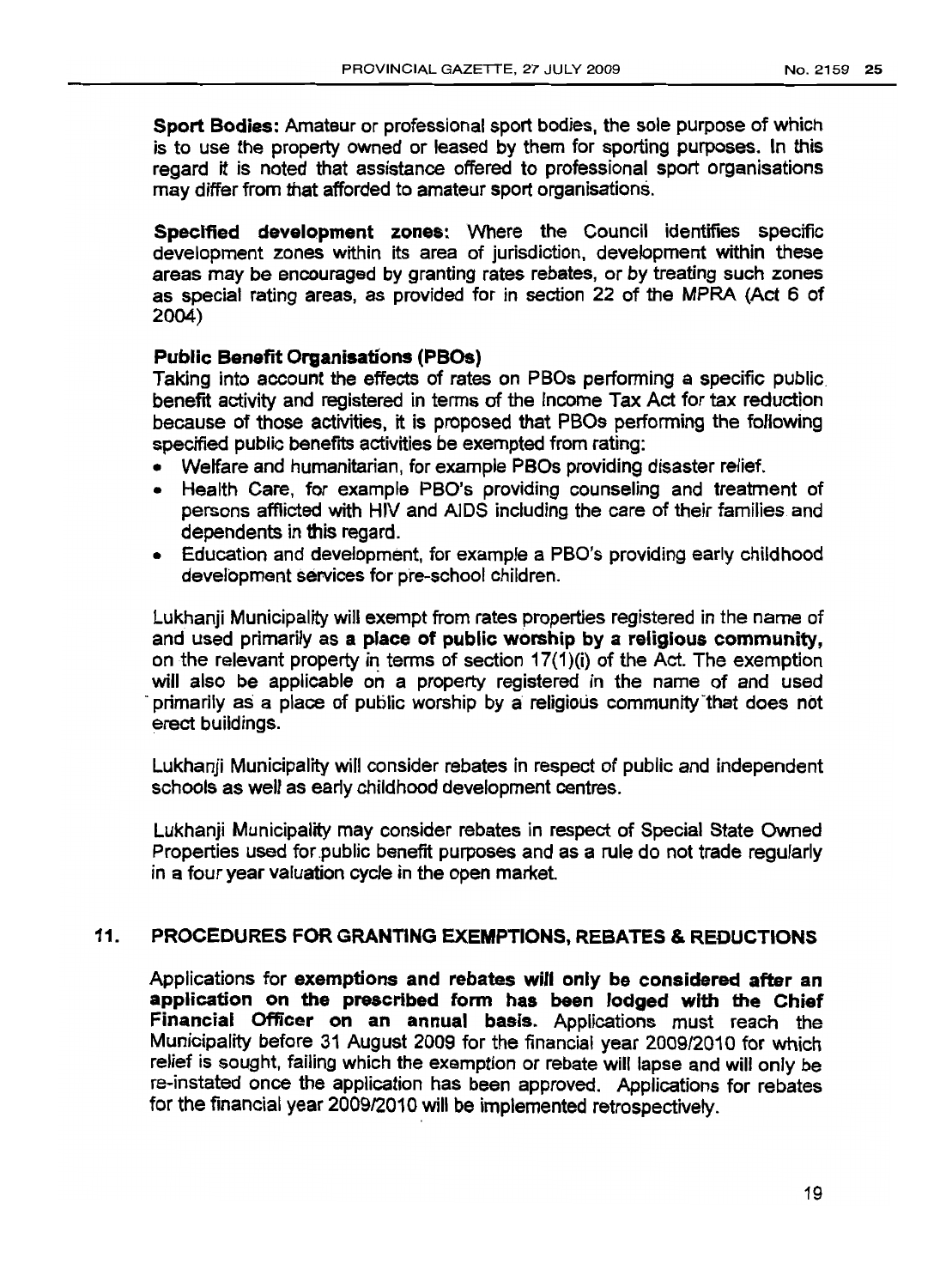**Sport Bodies:** Amateur or professional sport bodies, the sole purpose of which is to use the property owned or leased by them for sporting purposes. In this regard it is noted that assistance offered to professional sport organisations may differ from that afforded to amateur sport organisations.

**Specified development zones:** Where the Council identifies specific development zones within its area of jurisdiction, development within these areas may be encouraged by granting rates rebates, or by treating such zones as special rating areas, as provided for in section 22 of the MPRA (Act 6 of 2004)

**Public Benefit Organisations (PBOs)**

Taking into account the effects of rates on PBOs performing a specific public benefit activity and registered in terms of the Income Tax Act for tax reduction because of those activities, it is proposed that PBOs performing the following specified public benefits activities be exempted from rating:

- Welfare and humanitarian, for example PBOs providing disaster relief.
- Health Care, for example PBO's providing counseling and treatment of persons afflicted with HIV and AIDS including the care of their families and dependents in this regard.
- Education and development, for example a PBO's providing early childhood development services for pre-school children.

Lukhanji Municipality will exempt from rates properties registered in the name of and used primarily as **a place of public worship by a religious community,** on the relevant property in terms of section 17(1)(i) of the Act. The exemption will also be applicable on a property registered in the name of and used primarily as a place of public worship by a religious community that does not erect buildings.

Lukhanji Municipality will consider rebates in respect of public and independent schools as well as early childhood development centres.

Lukhanji Municipality may consider rebates in respect of Special State Owned Properties used for public benefit purposes and as a rule do not trade regularly in a four year valuation cycle in the open market.

## 11. PROCEDURES FOR GRANTING EXEMPTIONS, REBATES & REDUCTIONS

Applications for **exemptions and rebates will only be considered after an application on the prescribed form has been lodged with the Chief Financial Officer on an annual basis.** Applications must reach the Municipality before 31 August 2009 for the financial year 2009/2010 for which relief is sought, failing which the exemption or rebate will lapse and will only be re-instated once the application has been approved. Applications for rebates for the financial year 2009/2010 will be implemented retrospectively.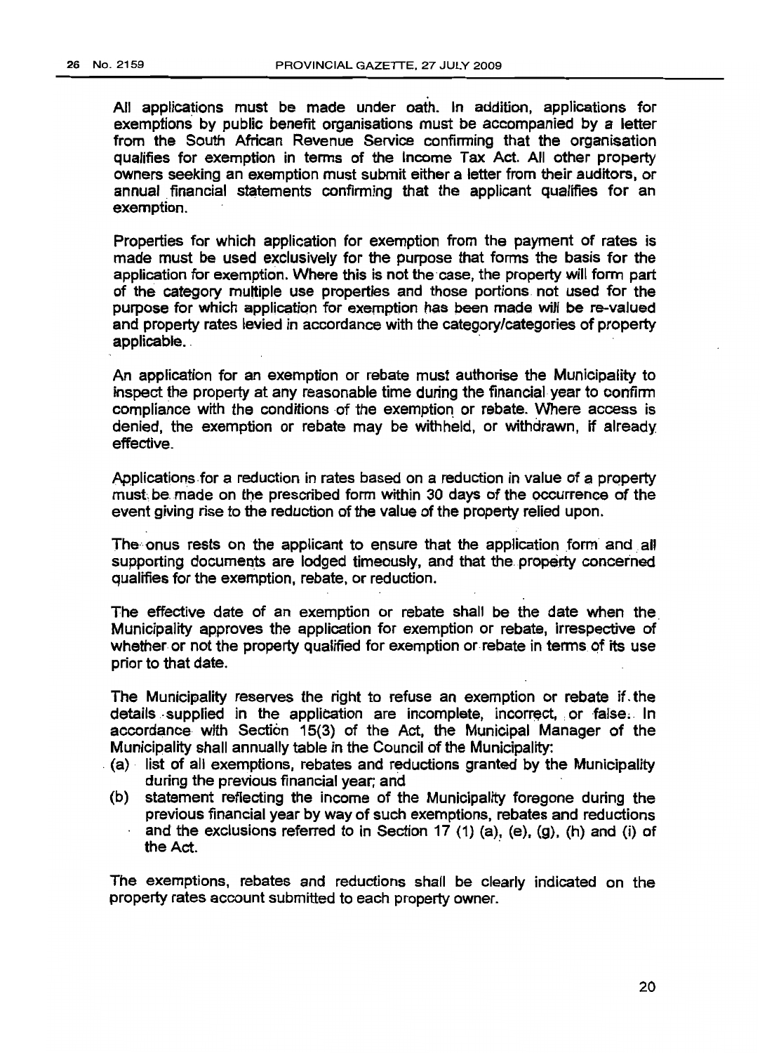All applications must be made under oath. In addition, applications for exemptions by public benefit organisations must be accompanied by a letter from the South African Revenue Service confirming that the organisation qualifies for exemption in terms of the Income Tax Act. All other property owners seeking an exemption must submit either a letter from their auditors, or annual financial statements confirming that the applicant qualifies for an exemption.

Properties for which application for exemption from the payment of rates is made must be used exclusively for the purpose that forms the basis for the application for exemption. Where this is not the case, the property will form part of the category multiple use properties and those portions not used for the purpose for which application for exemption has been made will be re-valued and property rates levied in accordance with the category/categories of property applicable.

An application for an exemption or rebate must authorise the Municipality to inspect the property at any reasonable time during the financial year to confirm compliance with the conditions of the exemption or rebate. Where access is denied, the exemption or rebate may be withheld, or withdrawn, if already effective.

Applications for a reduction in rates based on a reduction in value of a property must be made on the prescribed form within 30 days of the occurrence of the event giving rise to the reduction of the value of the property relied upon.

The onus rests on the applicant to ensure that the application form and all supporting documents are lodged timeously, and that the property concerned qualifies for the exemption, rebate, or reduction.

The effective date of an exemption or rebate shall be the date when the Municipality approves the application for exemption or rebate, irrespective of whether or not the property qualified for exemption or rebate in terms of its use prior to that date.

The Municipality reserves the right to refuse an exemption or rebate if the details supplied in the application are incomplete, incorrect, or false. In accordance with Section 15(3) of the Act, the Municipal Manager of the Municipality shall annually table in the Council of the Municipality:

(a) list of all exemptions, rebates and reductions granted by the Municipality during the previous financial year; and
(b) statement reflecting the income of the Municipality foregone during the previous financial year by way of such exemptions, rebates and reductions and the exclusions referred to in Section 17 (1) (a), (e), (g), (h) and (i) of the Act.

The exemptions, rebates and reductions shall be clearly indicated on the property rates account submitted to each property owner.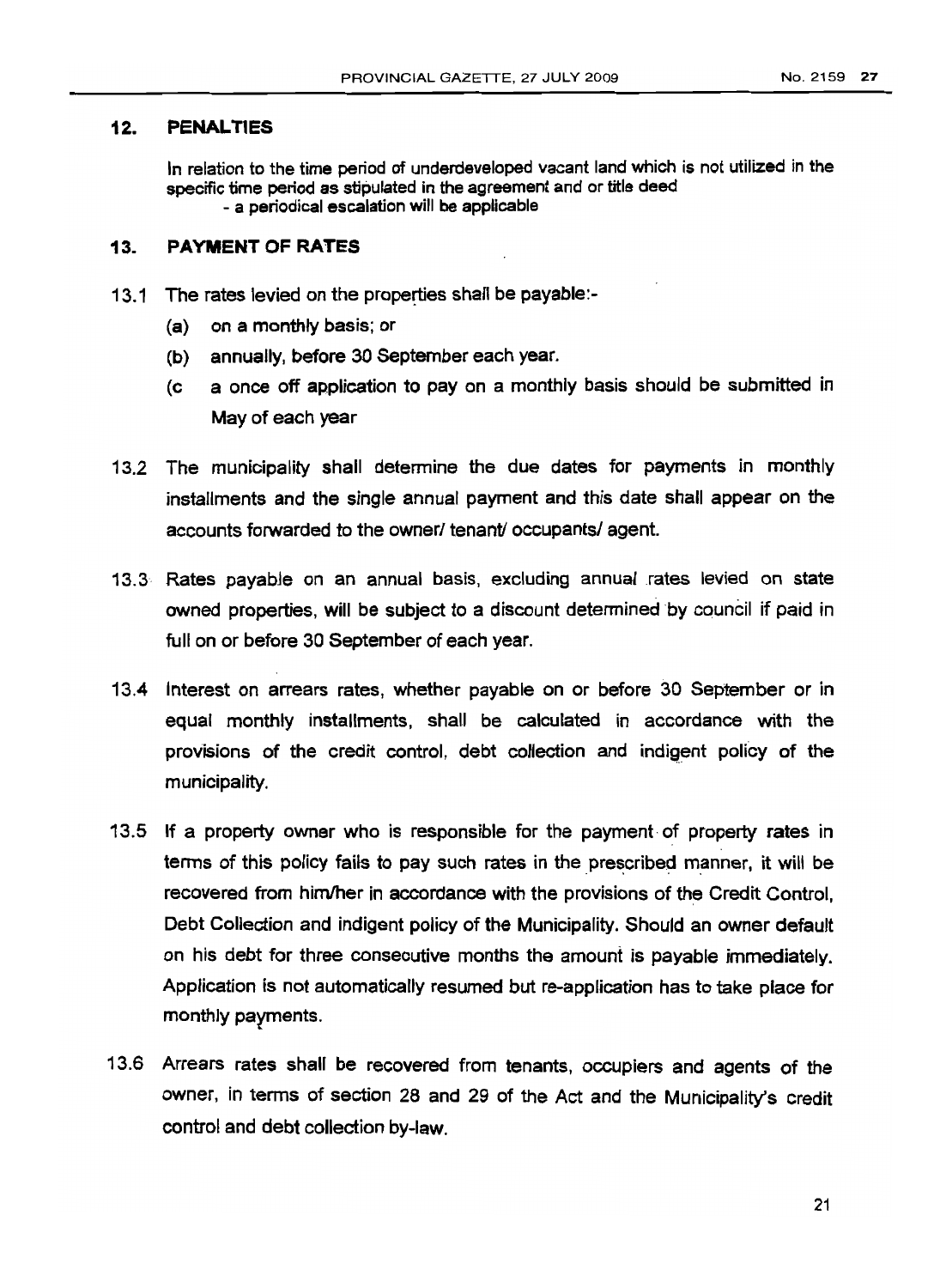## 12. PENALTIES

In relation to the time period of underdeveloped vacant land which is not utilized in the specific time period as stipulated in the agreement and or title deed
- a periodical escalation will be applicable

## 13. PAYMENT OF RATES

13.1 The rates levied on the properties shall be payable:-

(a) on a monthly basis; or

(b) annually, before 30 September each year.

(c a once off application to pay on a monthly basis should be submitted in May of each year

13.2 The municipality shall determine the due dates for payments in monthly installments and the single annual payment and this date shall appear on the accounts forwarded to the owner/ tenant/ occupants/ agent.

13.3 Rates payable on an annual basis, excluding annual rates levied on state owned properties, will be subject to a discount determined by council if paid in full on or before 30 September of each year.

13.4 Interest on arrears rates, whether payable on or before 30 September or in equal monthly installments, shall be calculated in accordance with the provisions of the credit control, debt collection and indigent policy of the municipality.

13.5 If a property owner who is responsible for the payment of property rates in terms of this policy fails to pay such rates in the prescribed manner, it will be recovered from him/her in accordance with the provisions of the Credit Control, Debt Collection and indigent policy of the Municipality. Should an owner default on his debt for three consecutive months the amount is payable immediately. Application is not automatically resumed but re-application has to take place for monthly payments.

13.6 Arrears rates shall be recovered from tenants, occupiers and agents of the owner, in terms of section 28 and 29 of the Act and the Municipality's credit control and debt collection by-law.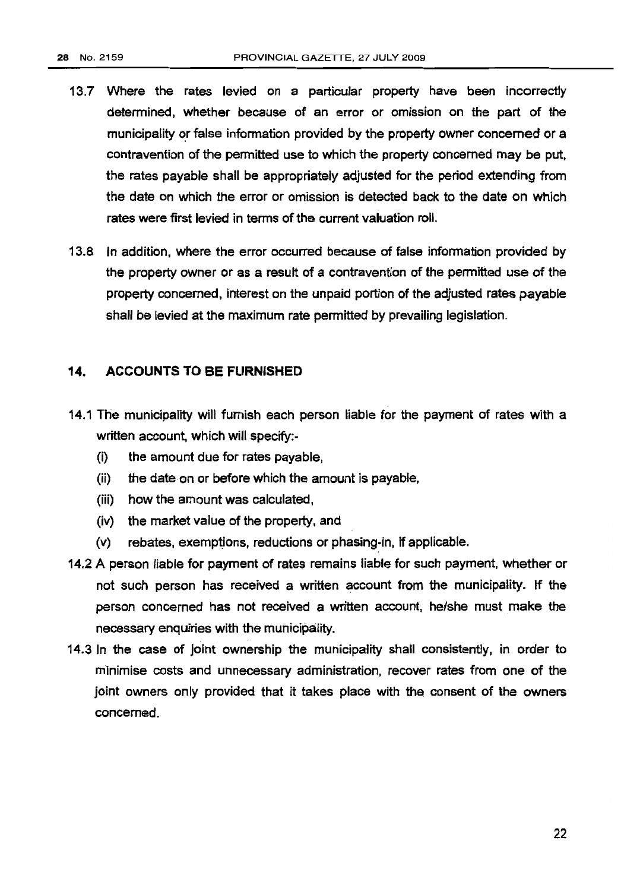13.7 Where the rates levied on a particular property have been incorrectly determined, whether because of an error or omission on the part of the municipality or false information provided by the property owner concerned or a contravention of the permitted use to which the property concerned may be put, the rates payable shall be appropriately adjusted for the period extending from the date on which the error or omission is detected back to the date on which rates were first levied in terms of the current valuation roll.

13.8 In addition, where the error occurred because of false information provided by the property owner or as a result of a contravention of the permitted use of the property concerned, interest on the unpaid portion of the adjusted rates payable shall be levied at the maximum rate permitted by prevailing legislation.

## 14. ACCOUNTS TO BE FURNISHED

14.1 The municipality will furnish each person liable for the payment of rates with a written account, which will specify:-

- (i) the amount due for rates payable,
- (ii) the date on or before which the amount is payable,
- (iii) how the amount was calculated,
- (iv) the market value of the property, and
- (v) rebates, exemptions, reductions or phasing-in, if applicable.

14.2 A person liable for payment of rates remains liable for such payment, whether or not such person has received a written account from the municipality. If the person concerned has not received a written account, he/she must make the necessary enquiries with the municipality.

14.3 In the case of joint ownership the municipality shall consistently, in order to minimise costs and unnecessary administration, recover rates from one of the joint owners only provided that it takes place with the consent of the owners concerned.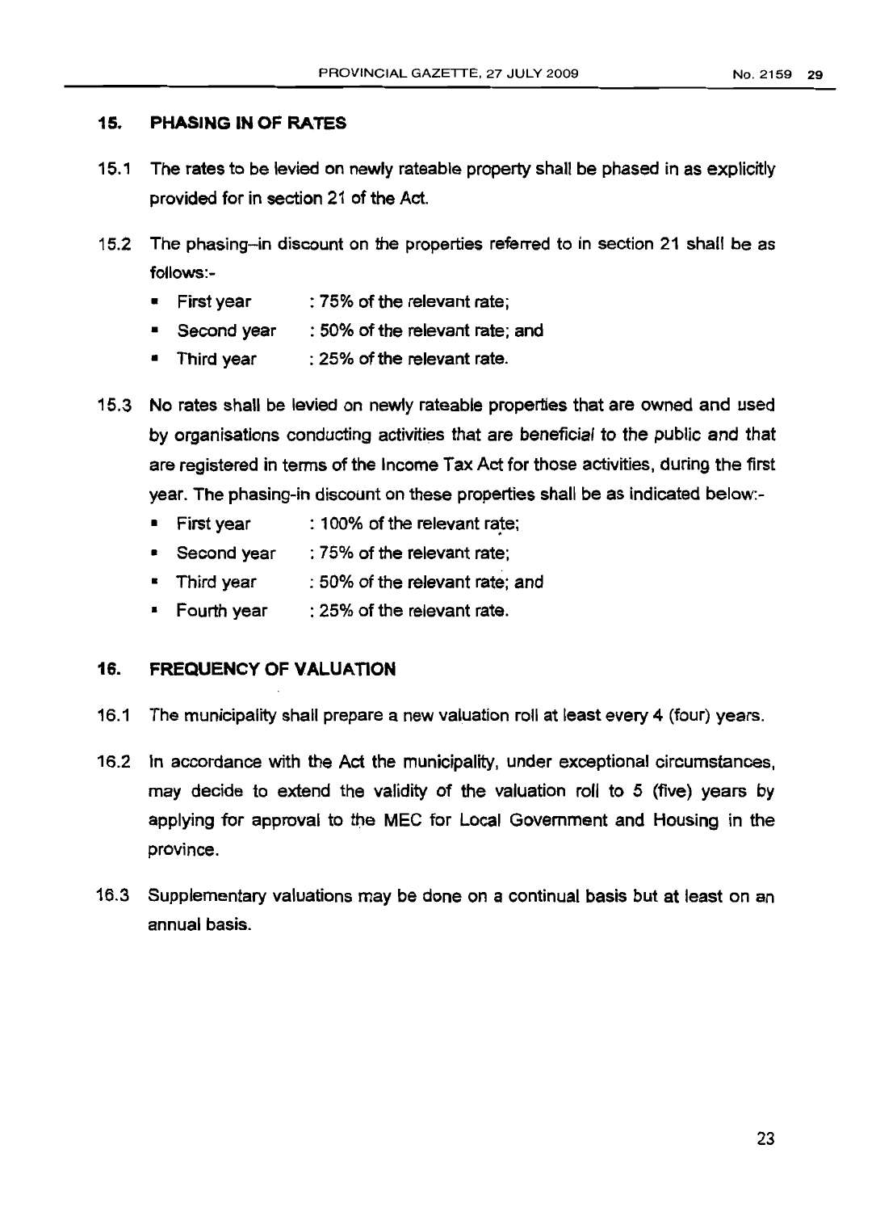## 15. PHASING IN OF RATES

15.1 The rates to be levied on newly rateable property shall be phased in as explicitly provided for in section 21 of the Act.

15.2 The phasing–in discount on the properties referred to in section 21 shall be as follows:-

- First year : 75% of the relevant rate;
- Second year : 50% of the relevant rate; and
- Third year : 25% of the relevant rate.

15.3 No rates shall be levied on newly rateable properties that are owned and used by organisations conducting activities that are beneficial to the public and that are registered in terms of the Income Tax Act for those activities, during the first year. The phasing-in discount on these properties shall be as indicated below:-

- First year : 100% of the relevant rate;
- Second year : 75% of the relevant rate;
- Third year : 50% of the relevant rate; and
- Fourth year : 25% of the relevant rate.

## 16. FREQUENCY OF VALUATION

16.1 The municipality shall prepare a new valuation roll at least every 4 (four) years.

16.2 In accordance with the Act the municipality, under exceptional circumstances, may decide to extend the validity of the valuation roll to 5 (five) years by applying for approval to the MEC for Local Government and Housing in the province.

16.3 Supplementary valuations may be done on a continual basis but at least on an annual basis.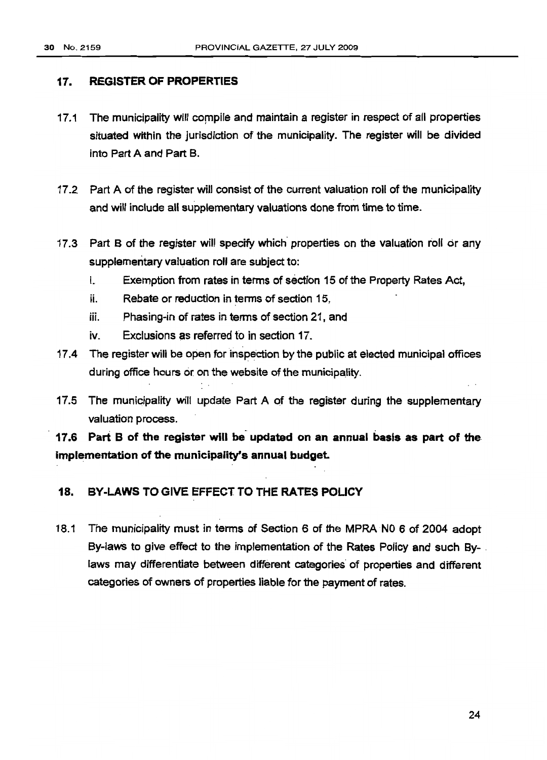## 17. REGISTER OF PROPERTIES

17.1 The municipality will compile and maintain a register in respect of all properties situated within the jurisdiction of the municipality. The register will be divided into Part A and Part B.

17.2 Part A of the register will consist of the current valuation roll of the municipality and will include all supplementary valuations done from time to time.

17.3 Part B of the register will specify which properties on the valuation roll or any supplementary valuation roll are subject to:

i. Exemption from rates in terms of section 15 of the Property Rates Act,

ii. Rebate or reduction in terms of section 15,

iii. Phasing-in of rates in terms of section 21, and

iv. Exclusions as referred to in section 17.

17.4 The register will be open for inspection by the public at elected municipal offices during office hours or on the website of the municipality.

17.5 The municipality will update Part A of the register during the supplementary valuation process.

**17.6 Part B of the register will be updated on an annual basis as part of the implementation of the municipality's annual budget.**

## 18. BY-LAWS TO GIVE EFFECT TO THE RATES POLICY

18.1 The municipality must in terms of Section 6 of the MPRA N0 6 of 2004 adopt By-laws to give effect to the implementation of the Rates Policy and such By-laws may differentiate between different categories of properties and different categories of owners of properties liable for the payment of rates.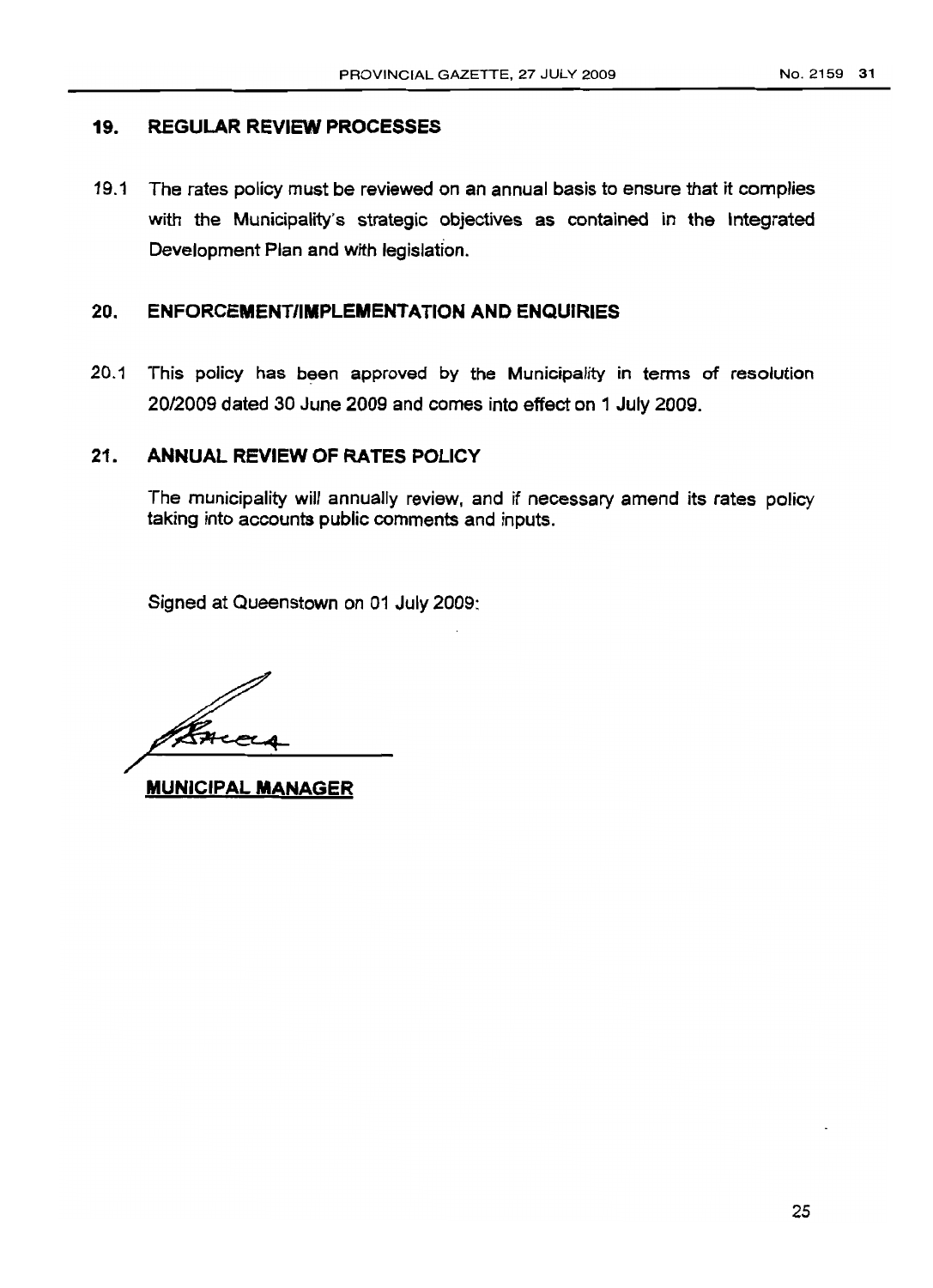## 19. REGULAR REVIEW PROCESSES

19.1 The rates policy must be reviewed on an annual basis to ensure that it complies with the Municipality's strategic objectives as contained in the Integrated Development Plan and with legislation.

## 20. ENFORCEMENT/IMPLEMENTATION AND ENQUIRIES

20.1 This policy has been approved by the Municipality in terms of resolution 20/2009 dated 30 June 2009 and comes into effect on 1 July 2009.

## 21. ANNUAL REVIEW OF RATES POLICY

The municipality will annually review, and if necessary amend its rates policy taking into accounts public comments and inputs.

Signed at Queenstown on 01 July 2009:

**MUNICIPAL MANAGER**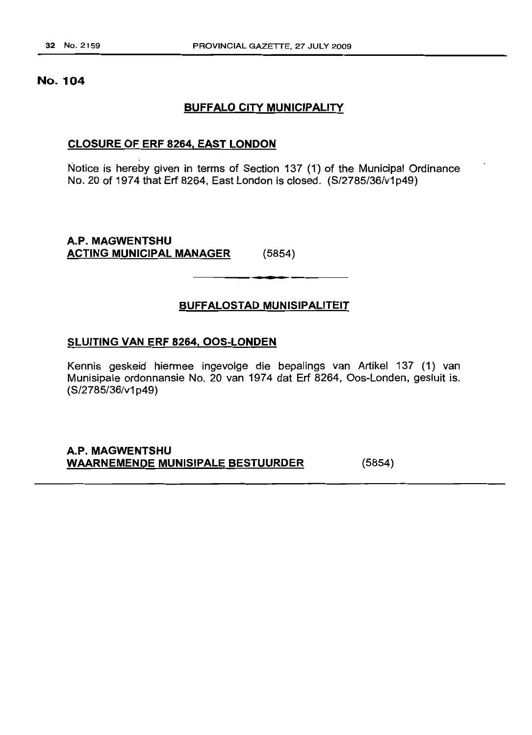## No. 104

**BUFFALO CITY MUNICIPALITY**

**CLOSURE OF ERF 8264, EAST LONDON**

Notice is hereby given in terms of Section 137 (1) of the Municipal Ordinance No. 20 of 1974 that Erf 8264, East London is closed. (S/2785/36/v1p49)

**A.P. MAGWENTSHU**
**ACTING MUNICIPAL MANAGER** (5854)

---

**BUFFALOSTAD MUNISIPALITEIT**

**SLUITING VAN ERF 8264, OOS-LONDEN**

Kennis geskeid hiermee ingevolge die bepalings van Artikel 137 (1) van Munisipale ordonnansie No. 20 van 1974 dat Erf 8264, Oos-Londen, gesluit is. (S/2785/36/v1p49)

**A.P. MAGWENTSHU**
**WAARNEMENDE MUNISIPALE BESTUURDER** (5854)